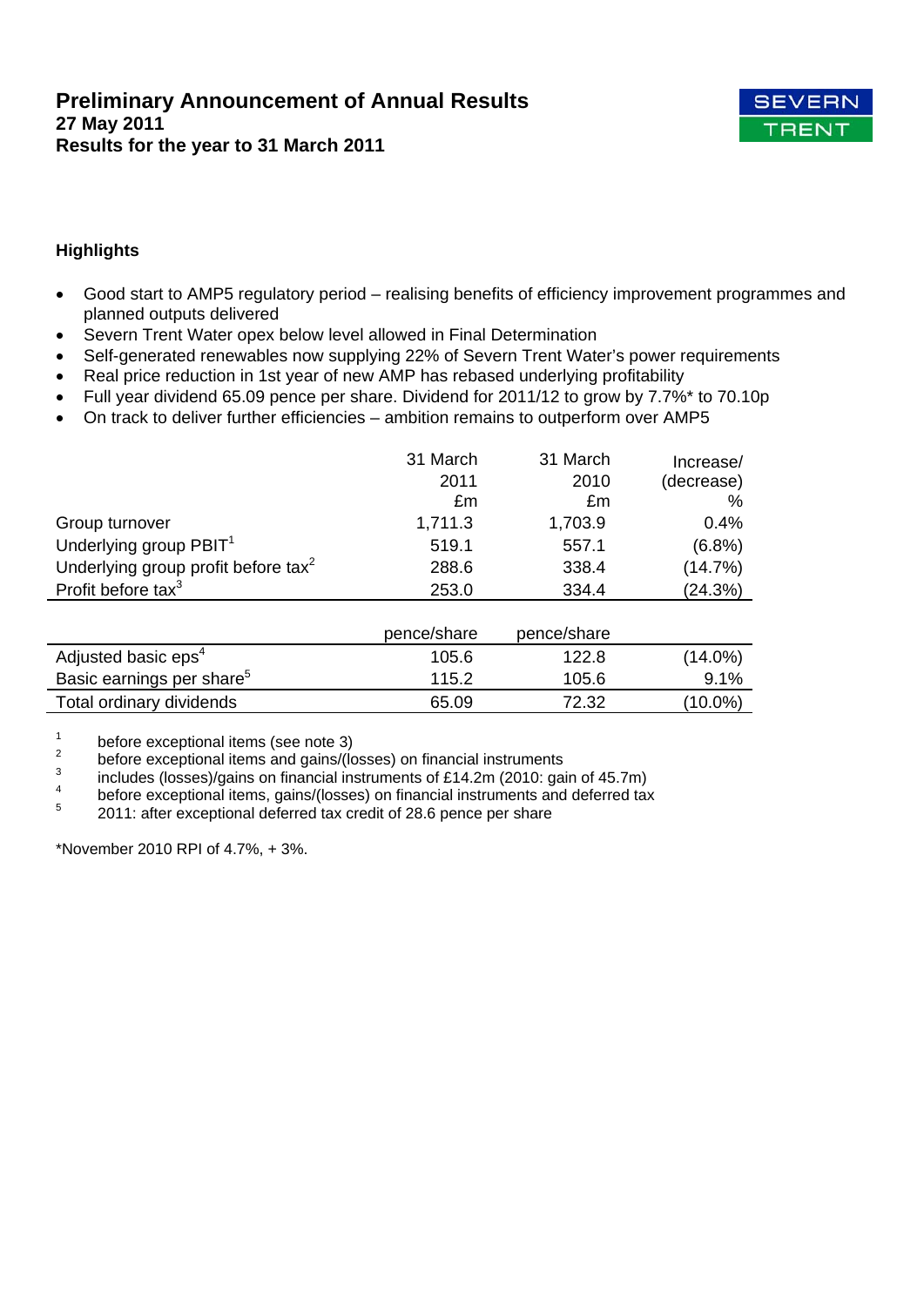# Preliminary Announcement of Annual Results

**27 May 2011**

**Results for the year to 31 March 2011**

SEVERN TRENT

### Highlights

- Good start to AMP5 regulatory period – realising benefits of efficiency improvement programmes and planned outputs delivered
- Severn Trent Water opex below level allowed in Final Determination
- Self-generated renewables now supplying 22% of Severn Trent Water's power requirements
- Real price reduction in 1st year of new AMP has rebased underlying profitability
- Full year dividend 65.09 pence per share. Dividend for 2011/12 to grow by 7.7%* to 70.10p
- On track to deliver further efficiencies – ambition remains to outperform over AMP5

| | 31 March 2011 £m | 31 March 2010 £m | Increase/ (decrease) % |
|---|---|---|---|
| Group turnover | 1,711.3 | 1,703.9 | 0.4% |
| Underlying group PBIT[1] | 519.1 | 557.1 | (6.8%) |
| Underlying group profit before tax[2] | 288.6 | 338.4 | (14.7%) |
| Profit before tax[3] | 253.0 | 334.4 | (24.3%) |

| | pence/share | pence/share | |
|---|---|---|---|
| Adjusted basic eps[4] | 105.6 | 122.8 | (14.0%) |
| Basic earnings per share[5] | 115.2 | 105.6 | 9.1% |
| Total ordinary dividends | 65.09 | 72.32 | (10.0%) |

[1] before exceptional items (see note 3)
[2] before exceptional items and gains/(losses) on financial instruments
[3] includes (losses)/gains on financial instruments of £14.2m (2010: gain of 45.7m)
[4] before exceptional items, gains/(losses) on financial instruments and deferred tax
[5] 2011: after exceptional deferred tax credit of 28.6 pence per share

*November 2010 RPI of 4.7%, + 3%.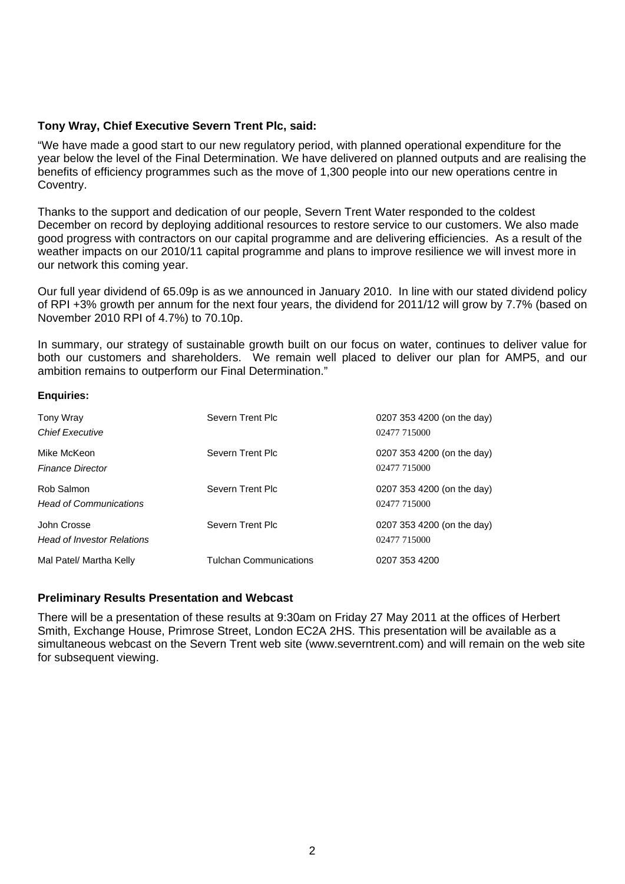**Tony Wray, Chief Executive Severn Trent Plc, said:**

"We have made a good start to our new regulatory period, with planned operational expenditure for the year below the level of the Final Determination. We have delivered on planned outputs and are realising the benefits of efficiency programmes such as the move of 1,300 people into our new operations centre in Coventry.

Thanks to the support and dedication of our people, Severn Trent Water responded to the coldest December on record by deploying additional resources to restore service to our customers. We also made good progress with contractors on our capital programme and are delivering efficiencies. As a result of the weather impacts on our 2010/11 capital programme and plans to improve resilience we will invest more in our network this coming year.

Our full year dividend of 65.09p is as we announced in January 2010. In line with our stated dividend policy of RPI +3% growth per annum for the next four years, the dividend for 2011/12 will grow by 7.7% (based on November 2010 RPI of 4.7%) to 70.10p.

In summary, our strategy of sustainable growth built on our focus on water, continues to deliver value for both our customers and shareholders. We remain well placed to deliver our plan for AMP5, and our ambition remains to outperform our Final Determination."

**Enquiries:**

| | | |
|---|---|---|
| Tony Wray<br>*Chief Executive* | Severn Trent Plc | 0207 353 4200 (on the day)<br>02477 715000 |
| Mike McKeon<br>*Finance Director* | Severn Trent Plc | 0207 353 4200 (on the day)<br>02477 715000 |
| Rob Salmon<br>*Head of Communications* | Severn Trent Plc | 0207 353 4200 (on the day)<br>02477 715000 |
| John Crosse<br>*Head of Investor Relations* | Severn Trent Plc | 0207 353 4200 (on the day)<br>02477 715000 |
| Mal Patel/ Martha Kelly | Tulchan Communications | 0207 353 4200 |

**Preliminary Results Presentation and Webcast**

There will be a presentation of these results at 9:30am on Friday 27 May 2011 at the offices of Herbert Smith, Exchange House, Primrose Street, London EC2A 2HS. This presentation will be available as a simultaneous webcast on the Severn Trent web site (www.severntrent.com) and will remain on the web site for subsequent viewing.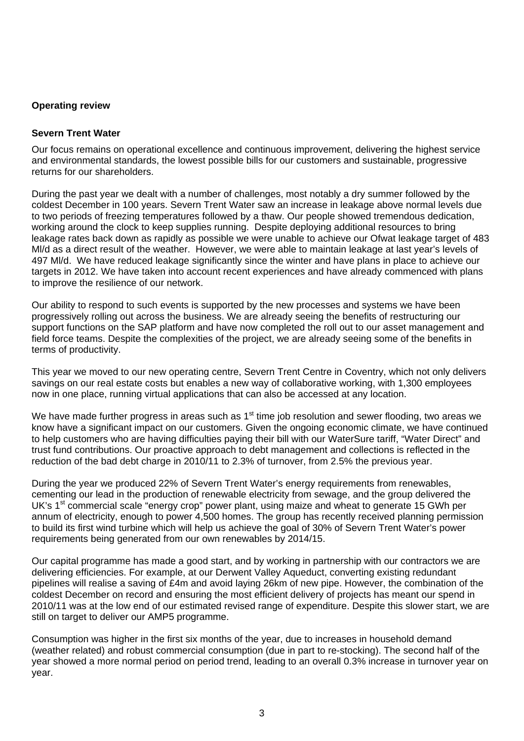## Operating review

### Severn Trent Water

Our focus remains on operational excellence and continuous improvement, delivering the highest service and environmental standards, the lowest possible bills for our customers and sustainable, progressive returns for our shareholders.

During the past year we dealt with a number of challenges, most notably a dry summer followed by the coldest December in 100 years. Severn Trent Water saw an increase in leakage above normal levels due to two periods of freezing temperatures followed by a thaw. Our people showed tremendous dedication, working around the clock to keep supplies running. Despite deploying additional resources to bring leakage rates back down as rapidly as possible we were unable to achieve our Ofwat leakage target of 483 Ml/d as a direct result of the weather. However, we were able to maintain leakage at last year's levels of 497 Ml/d. We have reduced leakage significantly since the winter and have plans in place to achieve our targets in 2012. We have taken into account recent experiences and have already commenced with plans to improve the resilience of our network.

Our ability to respond to such events is supported by the new processes and systems we have been progressively rolling out across the business. We are already seeing the benefits of restructuring our support functions on the SAP platform and have now completed the roll out to our asset management and field force teams. Despite the complexities of the project, we are already seeing some of the benefits in terms of productivity.

This year we moved to our new operating centre, Severn Trent Centre in Coventry, which not only delivers savings on our real estate costs but enables a new way of collaborative working, with 1,300 employees now in one place, running virtual applications that can also be accessed at any location.

We have made further progress in areas such as 1st time job resolution and sewer flooding, two areas we know have a significant impact on our customers. Given the ongoing economic climate, we have continued to help customers who are having difficulties paying their bill with our WaterSure tariff, "Water Direct" and trust fund contributions. Our proactive approach to debt management and collections is reflected in the reduction of the bad debt charge in 2010/11 to 2.3% of turnover, from 2.5% the previous year.

During the year we produced 22% of Severn Trent Water's energy requirements from renewables, cementing our lead in the production of renewable electricity from sewage, and the group delivered the UK's 1st commercial scale "energy crop" power plant, using maize and wheat to generate 15 GWh per annum of electricity, enough to power 4,500 homes. The group has recently received planning permission to build its first wind turbine which will help us achieve the goal of 30% of Severn Trent Water's power requirements being generated from our own renewables by 2014/15.

Our capital programme has made a good start, and by working in partnership with our contractors we are delivering efficiencies. For example, at our Derwent Valley Aqueduct, converting existing redundant pipelines will realise a saving of £4m and avoid laying 26km of new pipe. However, the combination of the coldest December on record and ensuring the most efficient delivery of projects has meant our spend in 2010/11 was at the low end of our estimated revised range of expenditure. Despite this slower start, we are still on target to deliver our AMP5 programme.

Consumption was higher in the first six months of the year, due to increases in household demand (weather related) and robust commercial consumption (due in part to re-stocking). The second half of the year showed a more normal period on period trend, leading to an overall 0.3% increase in turnover year on year.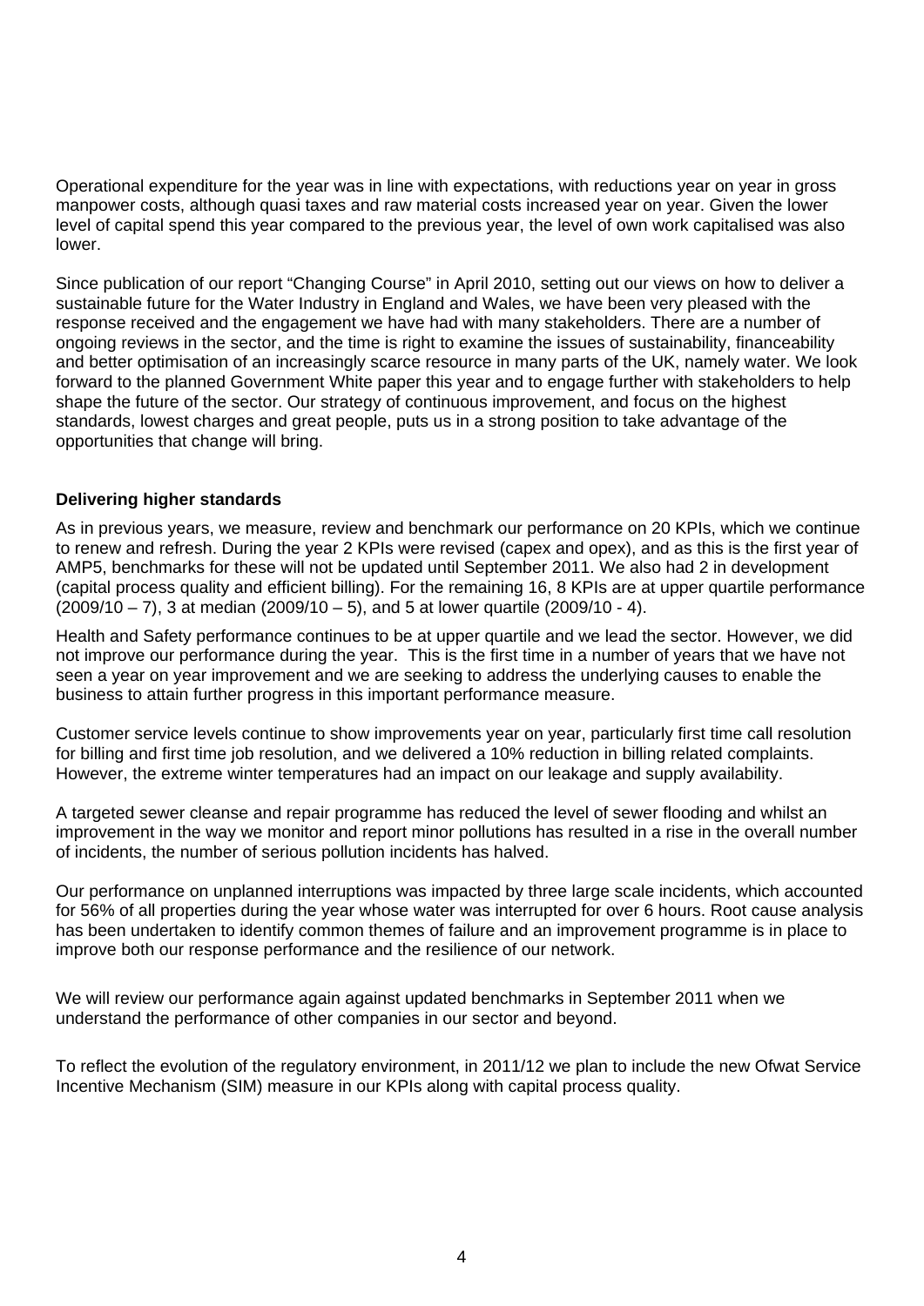Operational expenditure for the year was in line with expectations, with reductions year on year in gross manpower costs, although quasi taxes and raw material costs increased year on year. Given the lower level of capital spend this year compared to the previous year, the level of own work capitalised was also lower.

Since publication of our report "Changing Course" in April 2010, setting out our views on how to deliver a sustainable future for the Water Industry in England and Wales, we have been very pleased with the response received and the engagement we have had with many stakeholders. There are a number of ongoing reviews in the sector, and the time is right to examine the issues of sustainability, financeability and better optimisation of an increasingly scarce resource in many parts of the UK, namely water. We look forward to the planned Government White paper this year and to engage further with stakeholders to help shape the future of the sector. Our strategy of continuous improvement, and focus on the highest standards, lowest charges and great people, puts us in a strong position to take advantage of the opportunities that change will bring.

**Delivering higher standards**

As in previous years, we measure, review and benchmark our performance on 20 KPIs, which we continue to renew and refresh. During the year 2 KPIs were revised (capex and opex), and as this is the first year of AMP5, benchmarks for these will not be updated until September 2011. We also had 2 in development (capital process quality and efficient billing). For the remaining 16, 8 KPIs are at upper quartile performance (2009/10 – 7), 3 at median (2009/10 – 5), and 5 at lower quartile (2009/10 - 4).

Health and Safety performance continues to be at upper quartile and we lead the sector. However, we did not improve our performance during the year. This is the first time in a number of years that we have not seen a year on year improvement and we are seeking to address the underlying causes to enable the business to attain further progress in this important performance measure.

Customer service levels continue to show improvements year on year, particularly first time call resolution for billing and first time job resolution, and we delivered a 10% reduction in billing related complaints. However, the extreme winter temperatures had an impact on our leakage and supply availability.

A targeted sewer cleanse and repair programme has reduced the level of sewer flooding and whilst an improvement in the way we monitor and report minor pollutions has resulted in a rise in the overall number of incidents, the number of serious pollution incidents has halved.

Our performance on unplanned interruptions was impacted by three large scale incidents, which accounted for 56% of all properties during the year whose water was interrupted for over 6 hours. Root cause analysis has been undertaken to identify common themes of failure and an improvement programme is in place to improve both our response performance and the resilience of our network.

We will review our performance again against updated benchmarks in September 2011 when we understand the performance of other companies in our sector and beyond.

To reflect the evolution of the regulatory environment, in 2011/12 we plan to include the new Ofwat Service Incentive Mechanism (SIM) measure in our KPIs along with capital process quality.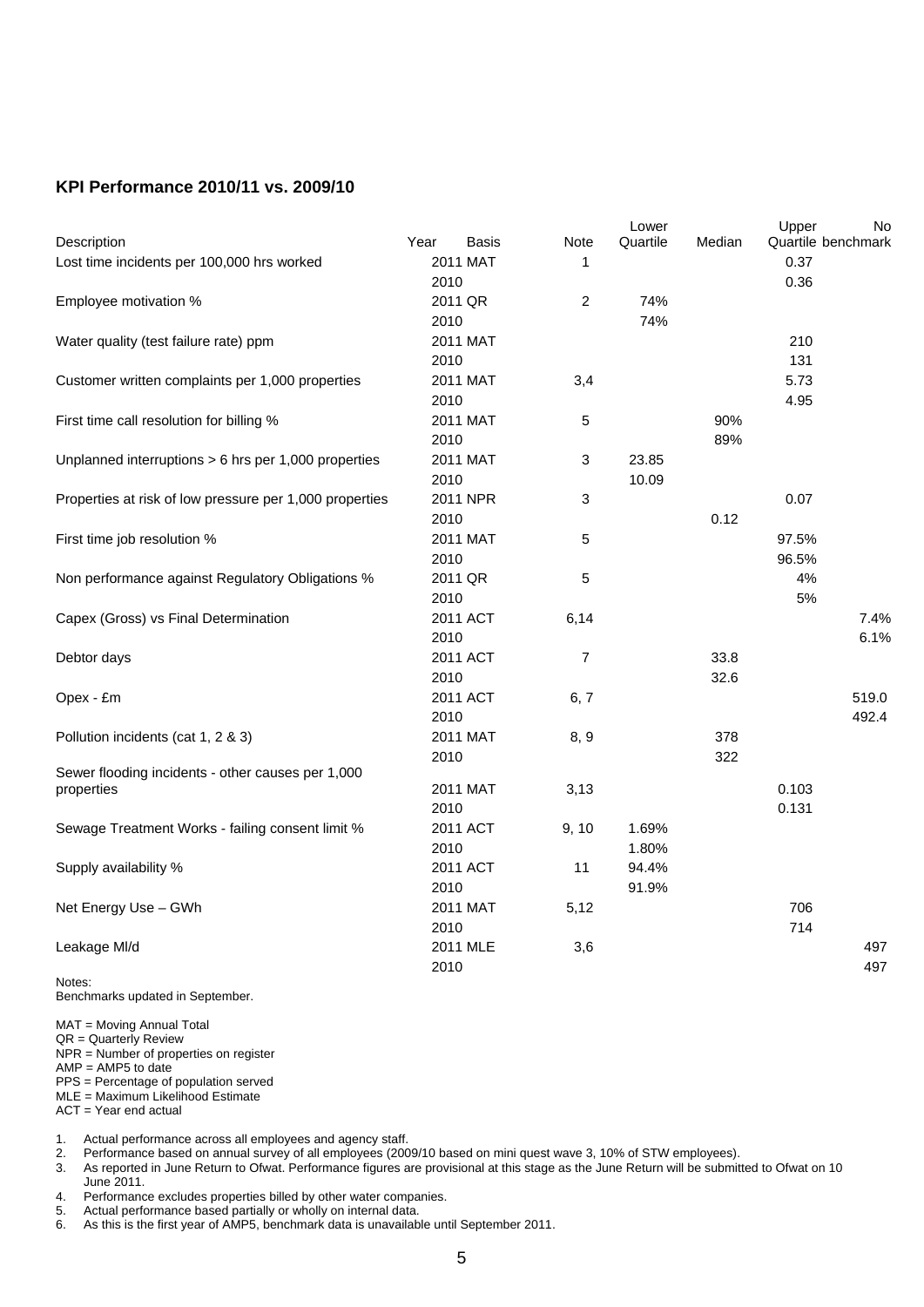## KPI Performance 2010/11 vs. 2009/10

| Description | Year | Basis | Note | Lower Quartile | Median | Upper Quartile | No benchmark |
|---|---|---|---|---|---|---|---|
| Lost time incidents per 100,000 hrs worked | 2011 | MAT | 1 | | | 0.37 | |
| | 2010 | | | | | 0.36 | |
| Employee motivation % | 2011 | QR | 2 | 74% | | | |
| | 2010 | | | 74% | | | |
| Water quality (test failure rate) ppm | 2011 | MAT | | | | 210 | |
| | 2010 | | | | | 131 | |
| Customer written complaints per 1,000 properties | 2011 | MAT | 3,4 | | | 5.73 | |
| | 2010 | | | | | 4.95 | |
| First time call resolution for billing % | 2011 | MAT | 5 | | 90% | | |
| | 2010 | | | | 89% | | |
| Unplanned interruptions > 6 hrs per 1,000 properties | 2011 | MAT | 3 | 23.85 | | | |
| | 2010 | | | 10.09 | | | |
| Properties at risk of low pressure per 1,000 properties | 2011 | NPR | 3 | | | 0.07 | |
| | 2010 | | | | 0.12 | | |
| First time job resolution % | 2011 | MAT | 5 | | | 97.5% | |
| | 2010 | | | | | 96.5% | |
| Non performance against Regulatory Obligations % | 2011 | QR | 5 | | | 4% | |
| | 2010 | | | | | 5% | |
| Capex (Gross) vs Final Determination | 2011 | ACT | 6,14 | | | | 7.4% |
| | 2010 | | | | | | 6.1% |
| Debtor days | 2011 | ACT | 7 | | 33.8 | | |
| | 2010 | | | | 32.6 | | |
| Opex - £m | 2011 | ACT | 6, 7 | | | | 519.0 |
| | 2010 | | | | | | 492.4 |
| Pollution incidents (cat 1, 2 & 3) | 2011 | MAT | 8, 9 | | 378 | | |
| | 2010 | | | | 322 | | |
| Sewer flooding incidents - other causes per 1,000 properties | 2011 | MAT | 3,13 | | | 0.103 | |
| | 2010 | | | | | 0.131 | |
| Sewage Treatment Works - failing consent limit % | 2011 | ACT | 9, 10 | 1.69% | | | |
| | 2010 | | | 1.80% | | | |
| Supply availability % | 2011 | ACT | 11 | 94.4% | | | |
| | 2010 | | | 91.9% | | | |
| Net Energy Use – GWh | 2011 | MAT | 5,12 | | | 706 | |
| | 2010 | | | | | 714 | |
| Leakage Ml/d | 2011 | MLE | 3,6 | | | | 497 |
| | 2010 | | | | | | 497 |

Notes:
Benchmarks updated in September.

MAT = Moving Annual Total
QR = Quarterly Review
NPR = Number of properties on register
AMP = AMP5 to date
PPS = Percentage of population served
MLE = Maximum Likelihood Estimate
ACT = Year end actual

1. Actual performance across all employees and agency staff.
2. Performance based on annual survey of all employees (2009/10 based on mini quest wave 3, 10% of STW employees).
3. As reported in June Return to Ofwat. Performance figures are provisional at this stage as the June Return will be submitted to Ofwat on 10 June 2011.
4. Performance excludes properties billed by other water companies.
5. Actual performance based partially or wholly on internal data.
6. As this is the first year of AMP5, benchmark data is unavailable until September 2011.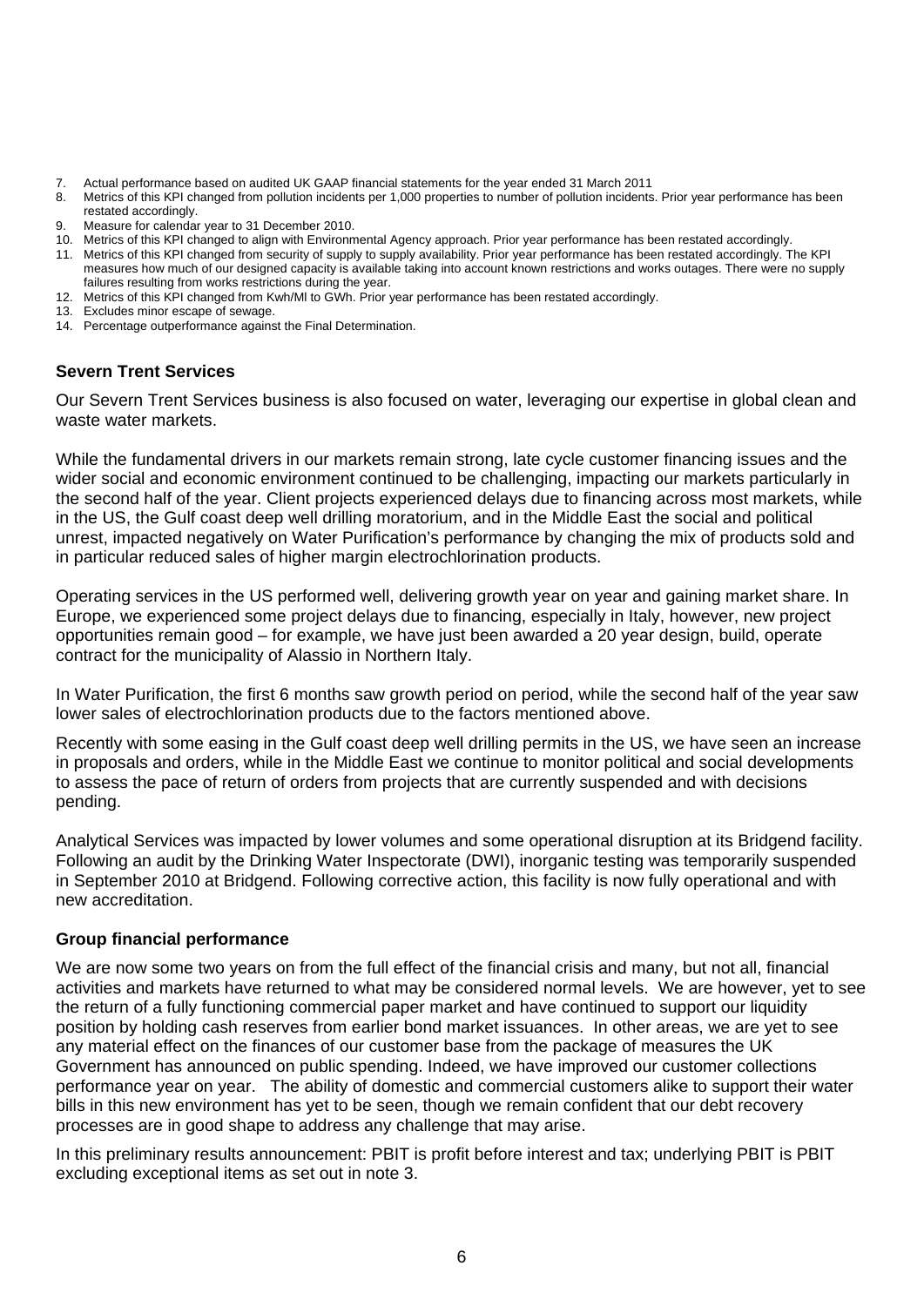7. Actual performance based on audited UK GAAP financial statements for the year ended 31 March 2011
8. Metrics of this KPI changed from pollution incidents per 1,000 properties to number of pollution incidents. Prior year performance has been restated accordingly.
9. Measure for calendar year to 31 December 2010.
10. Metrics of this KPI changed to align with Environmental Agency approach. Prior year performance has been restated accordingly.
11. Metrics of this KPI changed from security of supply to supply availability. Prior year performance has been restated accordingly. The KPI measures how much of our designed capacity is available taking into account known restrictions and works outages. There were no supply failures resulting from works restrictions during the year.
12. Metrics of this KPI changed from Kwh/Ml to GWh. Prior year performance has been restated accordingly.
13. Excludes minor escape of sewage.
14. Percentage outperformance against the Final Determination.

**Severn Trent Services**

Our Severn Trent Services business is also focused on water, leveraging our expertise in global clean and waste water markets.

While the fundamental drivers in our markets remain strong, late cycle customer financing issues and the wider social and economic environment continued to be challenging, impacting our markets particularly in the second half of the year. Client projects experienced delays due to financing across most markets, while in the US, the Gulf coast deep well drilling moratorium, and in the Middle East the social and political unrest, impacted negatively on Water Purification's performance by changing the mix of products sold and in particular reduced sales of higher margin electrochlorination products.

Operating services in the US performed well, delivering growth year on year and gaining market share. In Europe, we experienced some project delays due to financing, especially in Italy, however, new project opportunities remain good – for example, we have just been awarded a 20 year design, build, operate contract for the municipality of Alassio in Northern Italy.

In Water Purification, the first 6 months saw growth period on period, while the second half of the year saw lower sales of electrochlorination products due to the factors mentioned above.

Recently with some easing in the Gulf coast deep well drilling permits in the US, we have seen an increase in proposals and orders, while in the Middle East we continue to monitor political and social developments to assess the pace of return of orders from projects that are currently suspended and with decisions pending.

Analytical Services was impacted by lower volumes and some operational disruption at its Bridgend facility. Following an audit by the Drinking Water Inspectorate (DWI), inorganic testing was temporarily suspended in September 2010 at Bridgend. Following corrective action, this facility is now fully operational and with new accreditation.

**Group financial performance**

We are now some two years on from the full effect of the financial crisis and many, but not all, financial activities and markets have returned to what may be considered normal levels. We are however, yet to see the return of a fully functioning commercial paper market and have continued to support our liquidity position by holding cash reserves from earlier bond market issuances. In other areas, we are yet to see any material effect on the finances of our customer base from the package of measures the UK Government has announced on public spending. Indeed, we have improved our customer collections performance year on year. The ability of domestic and commercial customers alike to support their water bills in this new environment has yet to be seen, though we remain confident that our debt recovery processes are in good shape to address any challenge that may arise.

In this preliminary results announcement: PBIT is profit before interest and tax; underlying PBIT is PBIT excluding exceptional items as set out in note 3.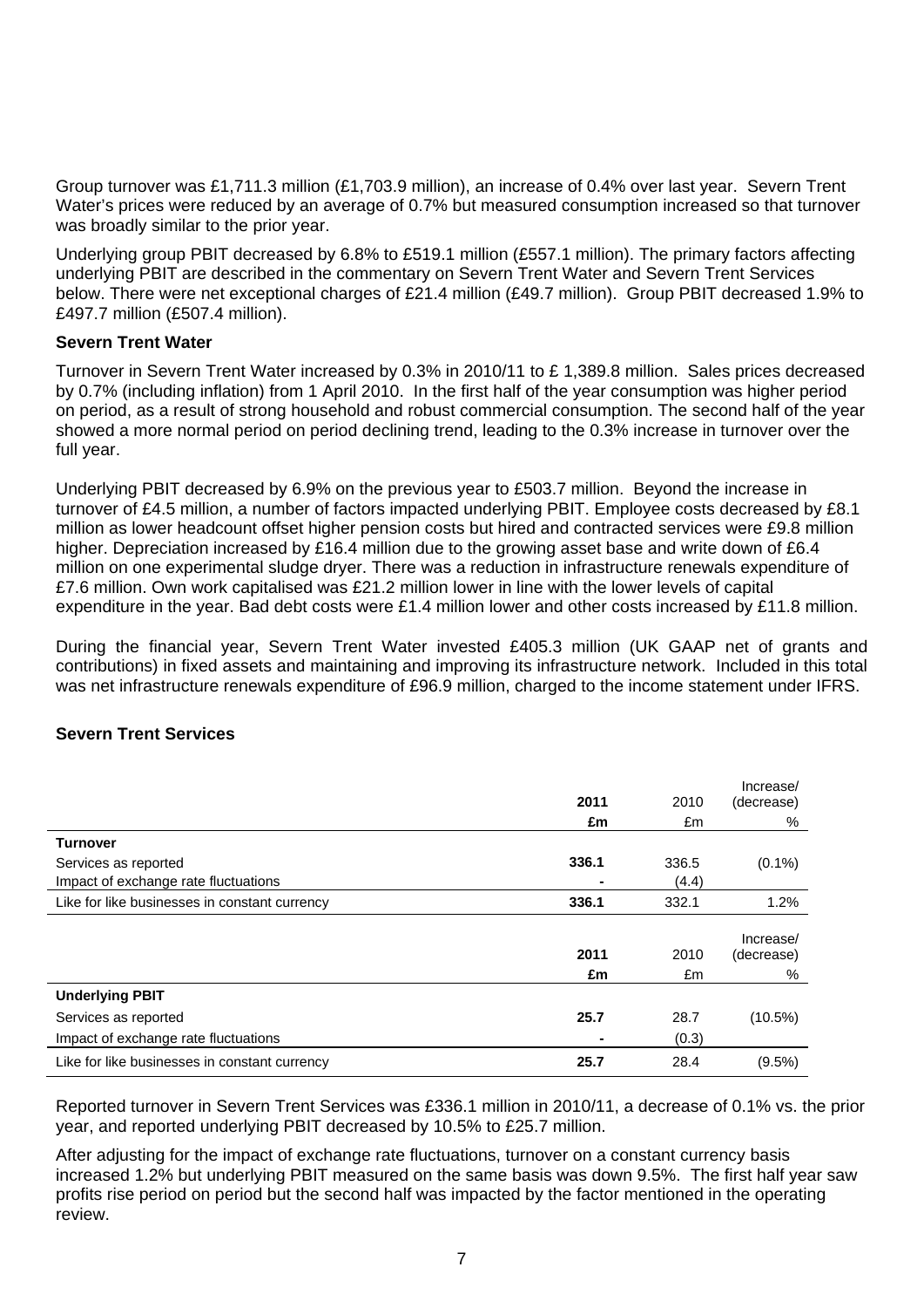Group turnover was £1,711.3 million (£1,703.9 million), an increase of 0.4% over last year. Severn Trent Water's prices were reduced by an average of 0.7% but measured consumption increased so that turnover was broadly similar to the prior year.

Underlying group PBIT decreased by 6.8% to £519.1 million (£557.1 million). The primary factors affecting underlying PBIT are described in the commentary on Severn Trent Water and Severn Trent Services below. There were net exceptional charges of £21.4 million (£49.7 million). Group PBIT decreased 1.9% to £497.7 million (£507.4 million).

**Severn Trent Water**

Turnover in Severn Trent Water increased by 0.3% in 2010/11 to £ 1,389.8 million. Sales prices decreased by 0.7% (including inflation) from 1 April 2010. In the first half of the year consumption was higher period on period, as a result of strong household and robust commercial consumption. The second half of the year showed a more normal period on period declining trend, leading to the 0.3% increase in turnover over the full year.

Underlying PBIT decreased by 6.9% on the previous year to £503.7 million. Beyond the increase in turnover of £4.5 million, a number of factors impacted underlying PBIT. Employee costs decreased by £8.1 million as lower headcount offset higher pension costs but hired and contracted services were £9.8 million higher. Depreciation increased by £16.4 million due to the growing asset base and write down of £6.4 million on one experimental sludge dryer. There was a reduction in infrastructure renewals expenditure of £7.6 million. Own work capitalised was £21.2 million lower in line with the lower levels of capital expenditure in the year. Bad debt costs were £1.4 million lower and other costs increased by £11.8 million.

During the financial year, Severn Trent Water invested £405.3 million (UK GAAP net of grants and contributions) in fixed assets and maintaining and improving its infrastructure network. Included in this total was net infrastructure renewals expenditure of £96.9 million, charged to the income statement under IFRS.

**Severn Trent Services**

| | **2011** | 2010 | Increase/ (decrease) |
|---|---|---|---|
| | **£m** | £m | % |
| **Turnover** | | | |
| Services as reported | **336.1** | 336.5 | (0.1%) |
| Impact of exchange rate fluctuations | **-** | (4.4) | |
| Like for like businesses in constant currency | **336.1** | 332.1 | 1.2% |

| | **2011** | 2010 | Increase/ (decrease) |
|---|---|---|---|
| | **£m** | £m | % |
| **Underlying PBIT** | | | |
| Services as reported | **25.7** | 28.7 | (10.5%) |
| Impact of exchange rate fluctuations | **-** | (0.3) | |
| Like for like businesses in constant currency | **25.7** | 28.4 | (9.5%) |

Reported turnover in Severn Trent Services was £336.1 million in 2010/11, a decrease of 0.1% vs. the prior year, and reported underlying PBIT decreased by 10.5% to £25.7 million.

After adjusting for the impact of exchange rate fluctuations, turnover on a constant currency basis increased 1.2% but underlying PBIT measured on the same basis was down 9.5%. The first half year saw profits rise period on period but the second half was impacted by the factor mentioned in the operating review.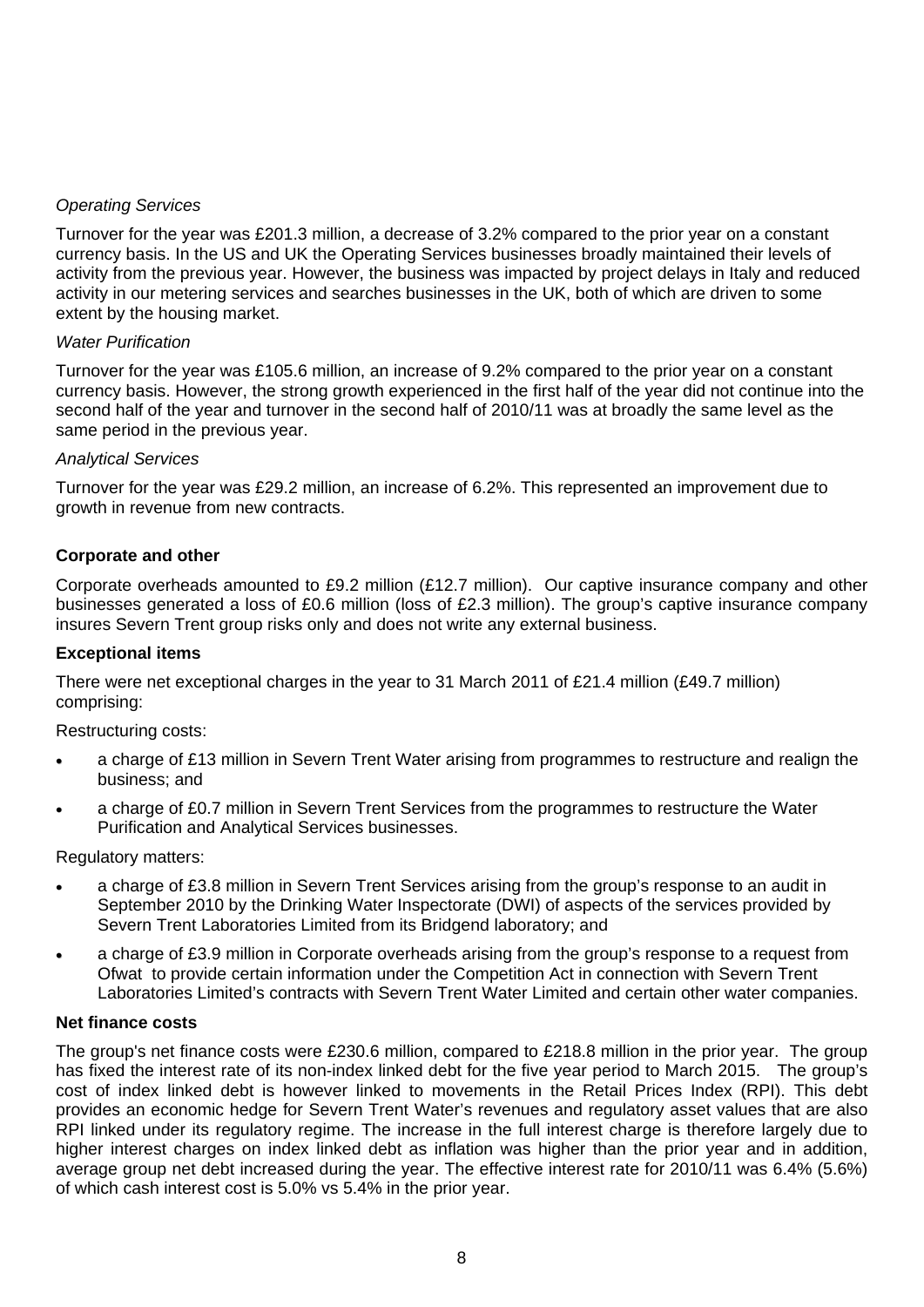*Operating Services*

Turnover for the year was £201.3 million, a decrease of 3.2% compared to the prior year on a constant currency basis. In the US and UK the Operating Services businesses broadly maintained their levels of activity from the previous year. However, the business was impacted by project delays in Italy and reduced activity in our metering services and searches businesses in the UK, both of which are driven to some extent by the housing market.

*Water Purification*

Turnover for the year was £105.6 million, an increase of 9.2% compared to the prior year on a constant currency basis. However, the strong growth experienced in the first half of the year did not continue into the second half of the year and turnover in the second half of 2010/11 was at broadly the same level as the same period in the previous year.

*Analytical Services*

Turnover for the year was £29.2 million, an increase of 6.2%. This represented an improvement due to growth in revenue from new contracts.

**Corporate and other**

Corporate overheads amounted to £9.2 million (£12.7 million). Our captive insurance company and other businesses generated a loss of £0.6 million (loss of £2.3 million). The group's captive insurance company insures Severn Trent group risks only and does not write any external business.

**Exceptional items**

There were net exceptional charges in the year to 31 March 2011 of £21.4 million (£49.7 million) comprising:

Restructuring costs:

- a charge of £13 million in Severn Trent Water arising from programmes to restructure and realign the business; and
- a charge of £0.7 million in Severn Trent Services from the programmes to restructure the Water Purification and Analytical Services businesses.

Regulatory matters:

- a charge of £3.8 million in Severn Trent Services arising from the group's response to an audit in September 2010 by the Drinking Water Inspectorate (DWI) of aspects of the services provided by Severn Trent Laboratories Limited from its Bridgend laboratory; and
- a charge of £3.9 million in Corporate overheads arising from the group's response to a request from Ofwat to provide certain information under the Competition Act in connection with Severn Trent Laboratories Limited's contracts with Severn Trent Water Limited and certain other water companies.

**Net finance costs**

The group's net finance costs were £230.6 million, compared to £218.8 million in the prior year. The group has fixed the interest rate of its non-index linked debt for the five year period to March 2015. The group's cost of index linked debt is however linked to movements in the Retail Prices Index (RPI). This debt provides an economic hedge for Severn Trent Water's revenues and regulatory asset values that are also RPI linked under its regulatory regime. The increase in the full interest charge is therefore largely due to higher interest charges on index linked debt as inflation was higher than the prior year and in addition, average group net debt increased during the year. The effective interest rate for 2010/11 was 6.4% (5.6%) of which cash interest cost is 5.0% vs 5.4% in the prior year.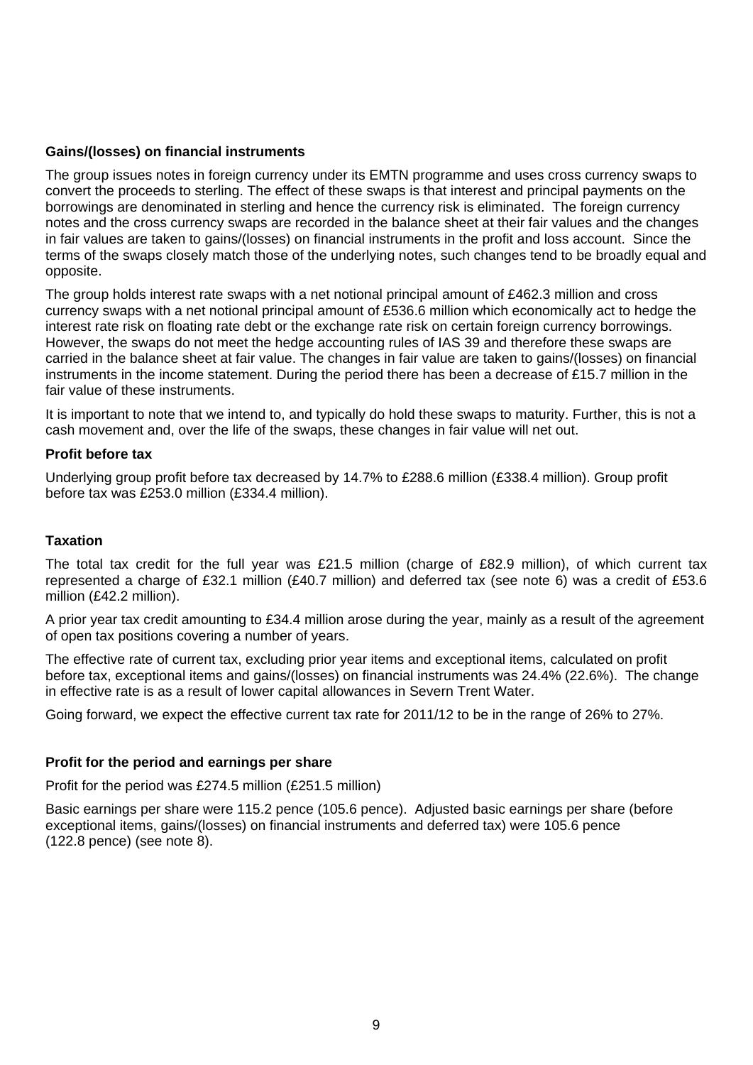**Gains/(losses) on financial instruments**

The group issues notes in foreign currency under its EMTN programme and uses cross currency swaps to convert the proceeds to sterling. The effect of these swaps is that interest and principal payments on the borrowings are denominated in sterling and hence the currency risk is eliminated. The foreign currency notes and the cross currency swaps are recorded in the balance sheet at their fair values and the changes in fair values are taken to gains/(losses) on financial instruments in the profit and loss account. Since the terms of the swaps closely match those of the underlying notes, such changes tend to be broadly equal and opposite.

The group holds interest rate swaps with a net notional principal amount of £462.3 million and cross currency swaps with a net notional principal amount of £536.6 million which economically act to hedge the interest rate risk on floating rate debt or the exchange rate risk on certain foreign currency borrowings. However, the swaps do not meet the hedge accounting rules of IAS 39 and therefore these swaps are carried in the balance sheet at fair value. The changes in fair value are taken to gains/(losses) on financial instruments in the income statement. During the period there has been a decrease of £15.7 million in the fair value of these instruments.

It is important to note that we intend to, and typically do hold these swaps to maturity. Further, this is not a cash movement and, over the life of the swaps, these changes in fair value will net out.

**Profit before tax**

Underlying group profit before tax decreased by 14.7% to £288.6 million (£338.4 million). Group profit before tax was £253.0 million (£334.4 million).

**Taxation**

The total tax credit for the full year was £21.5 million (charge of £82.9 million), of which current tax represented a charge of £32.1 million (£40.7 million) and deferred tax (see note 6) was a credit of £53.6 million (£42.2 million).

A prior year tax credit amounting to £34.4 million arose during the year, mainly as a result of the agreement of open tax positions covering a number of years.

The effective rate of current tax, excluding prior year items and exceptional items, calculated on profit before tax, exceptional items and gains/(losses) on financial instruments was 24.4% (22.6%). The change in effective rate is as a result of lower capital allowances in Severn Trent Water.

Going forward, we expect the effective current tax rate for 2011/12 to be in the range of 26% to 27%.

**Profit for the period and earnings per share**

Profit for the period was £274.5 million (£251.5 million)

Basic earnings per share were 115.2 pence (105.6 pence). Adjusted basic earnings per share (before exceptional items, gains/(losses) on financial instruments and deferred tax) were 105.6 pence (122.8 pence) (see note 8).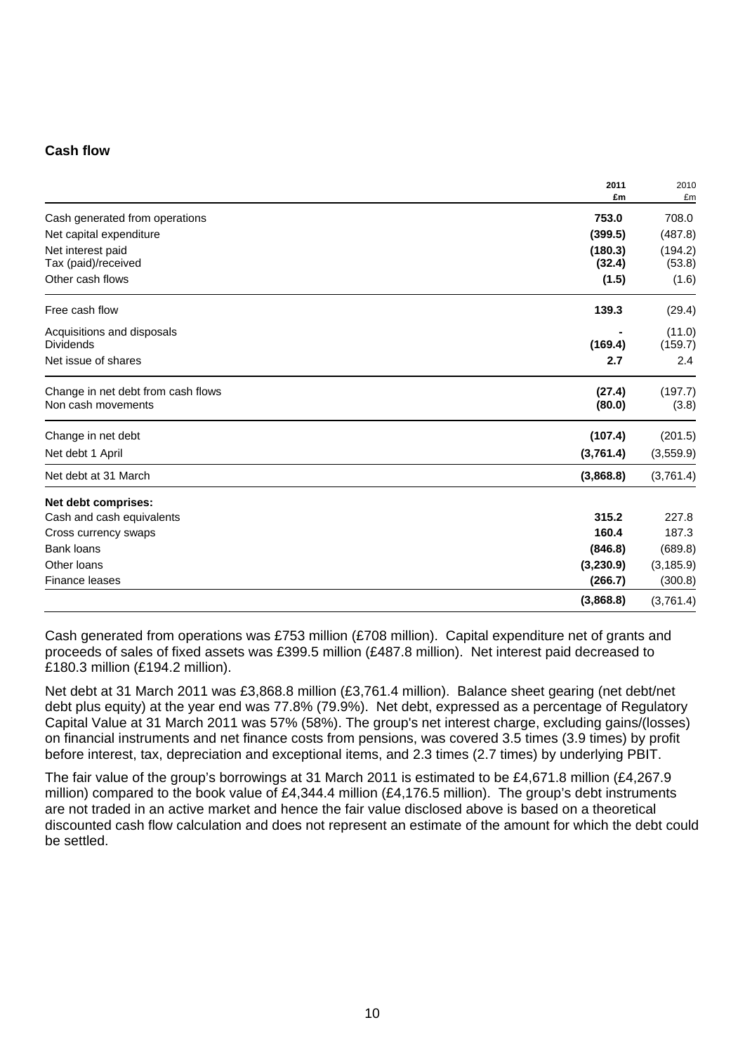### Cash flow

| | 2011<br>£m | 2010<br>£m |
|---|---|---|
| Cash generated from operations | **753.0** | 708.0 |
| Net capital expenditure | **(399.5)** | (487.8) |
| Net interest paid | **(180.3)** | (194.2) |
| Tax (paid)/received | **(32.4)** | (53.8) |
| Other cash flows | **(1.5)** | (1.6) |
| Free cash flow | **139.3** | (29.4) |
| Acquisitions and disposals | **-** | (11.0) |
| Dividends | **(169.4)** | (159.7) |
| Net issue of shares | **2.7** | 2.4 |
| Change in net debt from cash flows | **(27.4)** | (197.7) |
| Non cash movements | **(80.0)** | (3.8) |
| Change in net debt | **(107.4)** | (201.5) |
| Net debt 1 April | **(3,761.4)** | (3,559.9) |
| Net debt at 31 March | **(3,868.8)** | (3,761.4) |
| **Net debt comprises:** | | |
| Cash and cash equivalents | **315.2** | 227.8 |
| Cross currency swaps | **160.4** | 187.3 |
| Bank loans | **(846.8)** | (689.8) |
| Other loans | **(3,230.9)** | (3,185.9) |
| Finance leases | **(266.7)** | (300.8) |
| | **(3,868.8)** | (3,761.4) |

Cash generated from operations was £753 million (£708 million). Capital expenditure net of grants and proceeds of sales of fixed assets was £399.5 million (£487.8 million). Net interest paid decreased to £180.3 million (£194.2 million).

Net debt at 31 March 2011 was £3,868.8 million (£3,761.4 million). Balance sheet gearing (net debt/net debt plus equity) at the year end was 77.8% (79.9%). Net debt, expressed as a percentage of Regulatory Capital Value at 31 March 2011 was 57% (58%). The group's net interest charge, excluding gains/(losses) on financial instruments and net finance costs from pensions, was covered 3.5 times (3.9 times) by profit before interest, tax, depreciation and exceptional items, and 2.3 times (2.7 times) by underlying PBIT.

The fair value of the group's borrowings at 31 March 2011 is estimated to be £4,671.8 million (£4,267.9 million) compared to the book value of £4,344.4 million (£4,176.5 million). The group's debt instruments are not traded in an active market and hence the fair value disclosed above is based on a theoretical discounted cash flow calculation and does not represent an estimate of the amount for which the debt could be settled.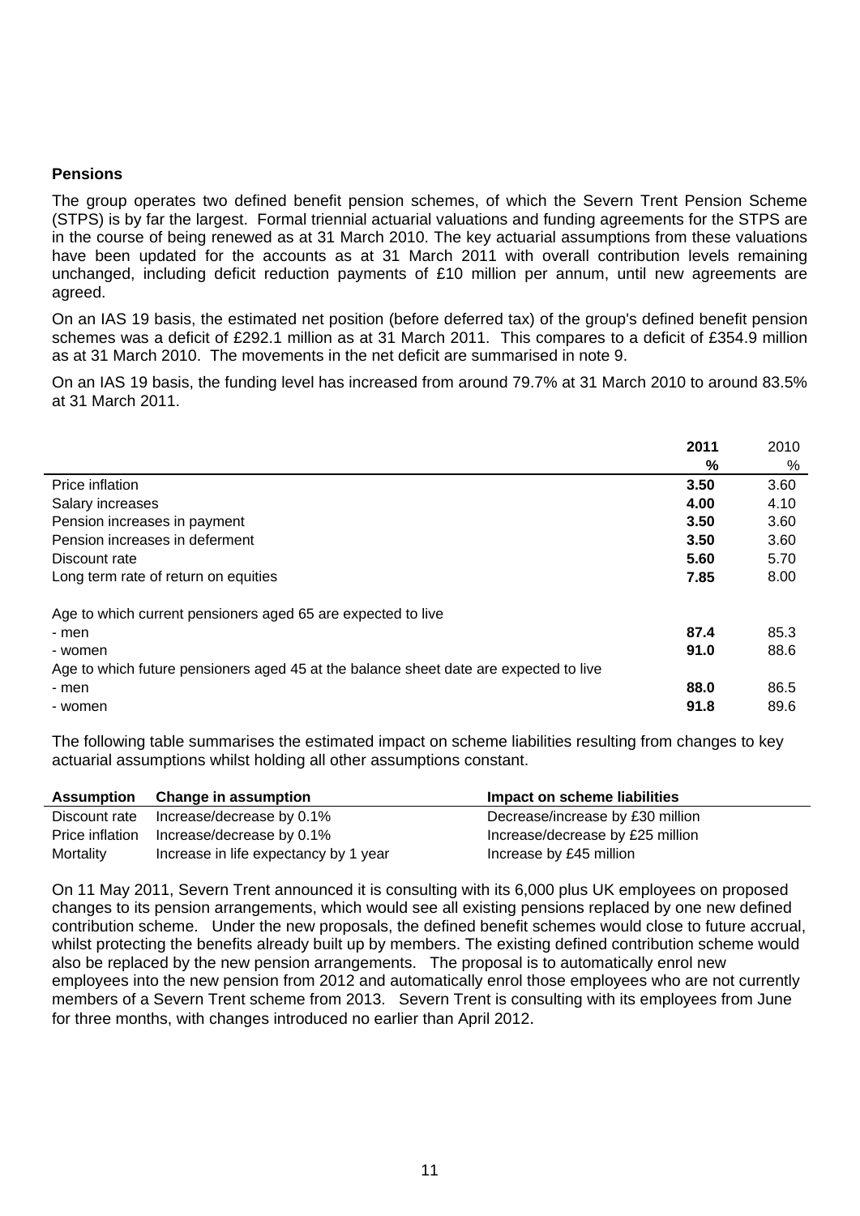**Pensions**

The group operates two defined benefit pension schemes, of which the Severn Trent Pension Scheme (STPS) is by far the largest. Formal triennial actuarial valuations and funding agreements for the STPS are in the course of being renewed as at 31 March 2010. The key actuarial assumptions from these valuations have been updated for the accounts as at 31 March 2011 with overall contribution levels remaining unchanged, including deficit reduction payments of £10 million per annum, until new agreements are agreed.

On an IAS 19 basis, the estimated net position (before deferred tax) of the group's defined benefit pension schemes was a deficit of £292.1 million as at 31 March 2011. This compares to a deficit of £354.9 million as at 31 March 2010. The movements in the net deficit are summarised in note 9.

On an IAS 19 basis, the funding level has increased from around 79.7% at 31 March 2010 to around 83.5% at 31 March 2011.

| | **2011** | 2010 |
|---|---|---|
| | **%** | % |
| Price inflation | **3.50** | 3.60 |
| Salary increases | **4.00** | 4.10 |
| Pension increases in payment | **3.50** | 3.60 |
| Pension increases in deferment | **3.50** | 3.60 |
| Discount rate | **5.60** | 5.70 |
| Long term rate of return on equities | **7.85** | 8.00 |
| | | |
| Age to which current pensioners aged 65 are expected to live | | |
| - men | **87.4** | 85.3 |
| - women | **91.0** | 88.6 |
| Age to which future pensioners aged 45 at the balance sheet date are expected to live | | |
| - men | **88.0** | 86.5 |
| - women | **91.8** | 89.6 |

The following table summarises the estimated impact on scheme liabilities resulting from changes to key actuarial assumptions whilst holding all other assumptions constant.

| **Assumption** | **Change in assumption** | **Impact on scheme liabilities** |
|---|---|---|
| Discount rate | Increase/decrease by 0.1% | Decrease/increase by £30 million |
| Price inflation | Increase/decrease by 0.1% | Increase/decrease by £25 million |
| Mortality | Increase in life expectancy by 1 year | Increase by £45 million |

On 11 May 2011, Severn Trent announced it is consulting with its 6,000 plus UK employees on proposed changes to its pension arrangements, which would see all existing pensions replaced by one new defined contribution scheme. Under the new proposals, the defined benefit schemes would close to future accrual, whilst protecting the benefits already built up by members. The existing defined contribution scheme would also be replaced by the new pension arrangements. The proposal is to automatically enrol new employees into the new pension from 2012 and automatically enrol those employees who are not currently members of a Severn Trent scheme from 2013. Severn Trent is consulting with its employees from June for three months, with changes introduced no earlier than April 2012.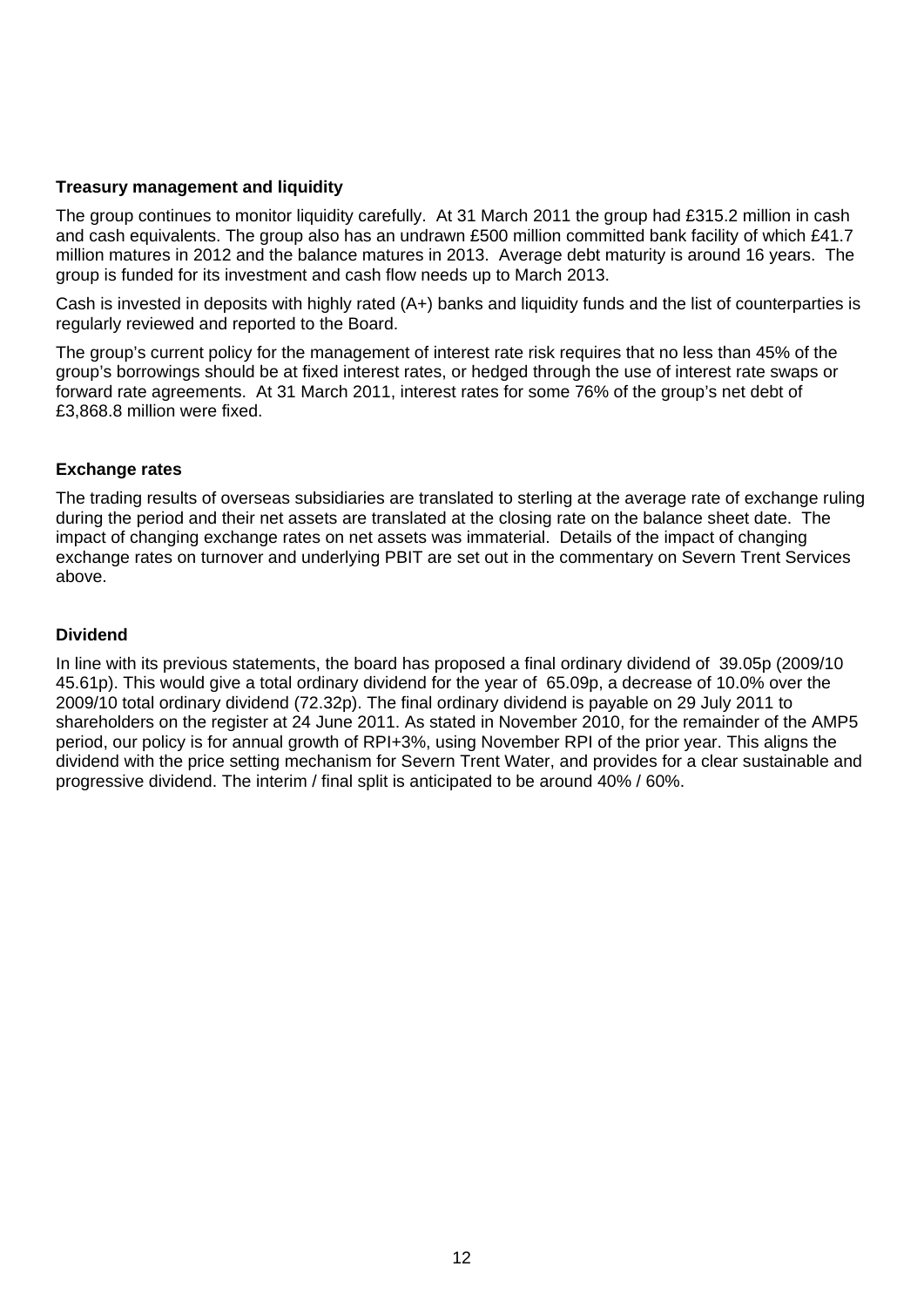**Treasury management and liquidity**

The group continues to monitor liquidity carefully. At 31 March 2011 the group had £315.2 million in cash and cash equivalents. The group also has an undrawn £500 million committed bank facility of which £41.7 million matures in 2012 and the balance matures in 2013. Average debt maturity is around 16 years. The group is funded for its investment and cash flow needs up to March 2013.

Cash is invested in deposits with highly rated (A+) banks and liquidity funds and the list of counterparties is regularly reviewed and reported to the Board.

The group's current policy for the management of interest rate risk requires that no less than 45% of the group's borrowings should be at fixed interest rates, or hedged through the use of interest rate swaps or forward rate agreements. At 31 March 2011, interest rates for some 76% of the group's net debt of £3,868.8 million were fixed.

**Exchange rates**

The trading results of overseas subsidiaries are translated to sterling at the average rate of exchange ruling during the period and their net assets are translated at the closing rate on the balance sheet date. The impact of changing exchange rates on net assets was immaterial. Details of the impact of changing exchange rates on turnover and underlying PBIT are set out in the commentary on Severn Trent Services above.

**Dividend**

In line with its previous statements, the board has proposed a final ordinary dividend of 39.05p (2009/10 45.61p). This would give a total ordinary dividend for the year of 65.09p, a decrease of 10.0% over the 2009/10 total ordinary dividend (72.32p). The final ordinary dividend is payable on 29 July 2011 to shareholders on the register at 24 June 2011. As stated in November 2010, for the remainder of the AMP5 period, our policy is for annual growth of RPI+3%, using November RPI of the prior year. This aligns the dividend with the price setting mechanism for Severn Trent Water, and provides for a clear sustainable and progressive dividend. The interim / final split is anticipated to be around 40% / 60%.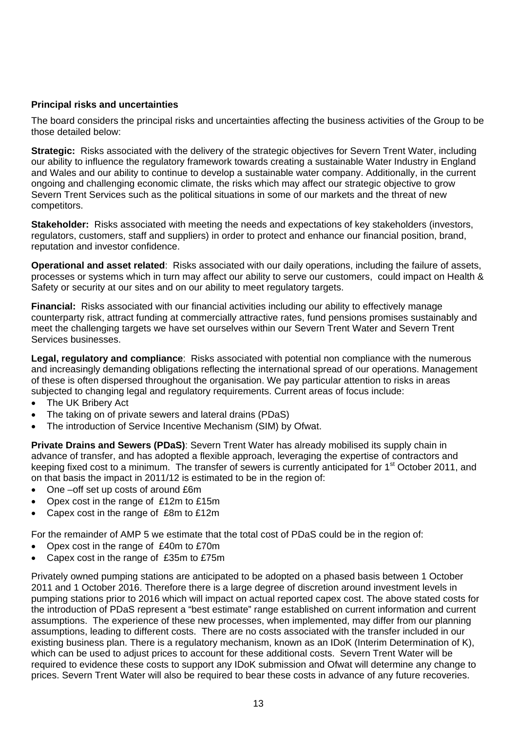**Principal risks and uncertainties**

The board considers the principal risks and uncertainties affecting the business activities of the Group to be those detailed below:

**Strategic:** Risks associated with the delivery of the strategic objectives for Severn Trent Water, including our ability to influence the regulatory framework towards creating a sustainable Water Industry in England and Wales and our ability to continue to develop a sustainable water company. Additionally, in the current ongoing and challenging economic climate, the risks which may affect our strategic objective to grow Severn Trent Services such as the political situations in some of our markets and the threat of new competitors.

**Stakeholder:** Risks associated with meeting the needs and expectations of key stakeholders (investors, regulators, customers, staff and suppliers) in order to protect and enhance our financial position, brand, reputation and investor confidence.

**Operational and asset related**: Risks associated with our daily operations, including the failure of assets, processes or systems which in turn may affect our ability to serve our customers, could impact on Health & Safety or security at our sites and on our ability to meet regulatory targets.

**Financial:** Risks associated with our financial activities including our ability to effectively manage counterparty risk, attract funding at commercially attractive rates, fund pensions promises sustainably and meet the challenging targets we have set ourselves within our Severn Trent Water and Severn Trent Services businesses.

**Legal, regulatory and compliance**: Risks associated with potential non compliance with the numerous and increasingly demanding obligations reflecting the international spread of our operations. Management of these is often dispersed throughout the organisation. We pay particular attention to risks in areas subjected to changing legal and regulatory requirements. Current areas of focus include:

- The UK Bribery Act
- The taking on of private sewers and lateral drains (PDaS)
- The introduction of Service Incentive Mechanism (SIM) by Ofwat.

**Private Drains and Sewers (PDaS)**: Severn Trent Water has already mobilised its supply chain in advance of transfer, and has adopted a flexible approach, leveraging the expertise of contractors and keeping fixed cost to a minimum. The transfer of sewers is currently anticipated for 1st October 2011, and on that basis the impact in 2011/12 is estimated to be in the region of:

- One –off set up costs of around £6m
- Opex cost in the range of £12m to £15m
- Capex cost in the range of £8m to £12m

For the remainder of AMP 5 we estimate that the total cost of PDaS could be in the region of:

- Opex cost in the range of £40m to £70m
- Capex cost in the range of £35m to £75m

Privately owned pumping stations are anticipated to be adopted on a phased basis between 1 October 2011 and 1 October 2016. Therefore there is a large degree of discretion around investment levels in pumping stations prior to 2016 which will impact on actual reported capex cost. The above stated costs for the introduction of PDaS represent a "best estimate" range established on current information and current assumptions. The experience of these new processes, when implemented, may differ from our planning assumptions, leading to different costs. There are no costs associated with the transfer included in our existing business plan. There is a regulatory mechanism, known as an IDoK (Interim Determination of K), which can be used to adjust prices to account for these additional costs. Severn Trent Water will be required to evidence these costs to support any IDoK submission and Ofwat will determine any change to prices. Severn Trent Water will also be required to bear these costs in advance of any future recoveries.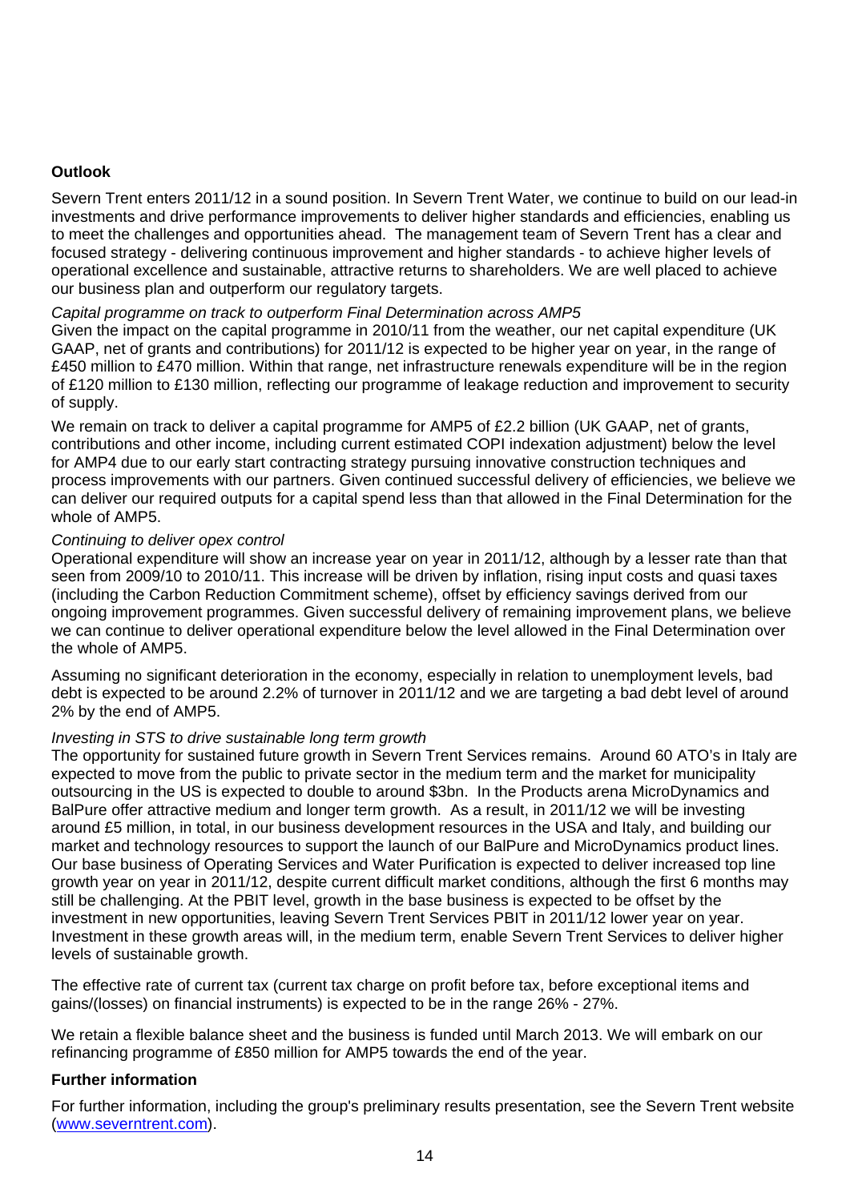**Outlook**

Severn Trent enters 2011/12 in a sound position. In Severn Trent Water, we continue to build on our lead-in investments and drive performance improvements to deliver higher standards and efficiencies, enabling us to meet the challenges and opportunities ahead. The management team of Severn Trent has a clear and focused strategy - delivering continuous improvement and higher standards - to achieve higher levels of operational excellence and sustainable, attractive returns to shareholders. We are well placed to achieve our business plan and outperform our regulatory targets.

*Capital programme on track to outperform Final Determination across AMP5*

Given the impact on the capital programme in 2010/11 from the weather, our net capital expenditure (UK GAAP, net of grants and contributions) for 2011/12 is expected to be higher year on year, in the range of £450 million to £470 million. Within that range, net infrastructure renewals expenditure will be in the region of £120 million to £130 million, reflecting our programme of leakage reduction and improvement to security of supply.

We remain on track to deliver a capital programme for AMP5 of £2.2 billion (UK GAAP, net of grants, contributions and other income, including current estimated COPI indexation adjustment) below the level for AMP4 due to our early start contracting strategy pursuing innovative construction techniques and process improvements with our partners. Given continued successful delivery of efficiencies, we believe we can deliver our required outputs for a capital spend less than that allowed in the Final Determination for the whole of AMP5.

*Continuing to deliver opex control*

Operational expenditure will show an increase year on year in 2011/12, although by a lesser rate than that seen from 2009/10 to 2010/11. This increase will be driven by inflation, rising input costs and quasi taxes (including the Carbon Reduction Commitment scheme), offset by efficiency savings derived from our ongoing improvement programmes. Given successful delivery of remaining improvement plans, we believe we can continue to deliver operational expenditure below the level allowed in the Final Determination over the whole of AMP5.

Assuming no significant deterioration in the economy, especially in relation to unemployment levels, bad debt is expected to be around 2.2% of turnover in 2011/12 and we are targeting a bad debt level of around 2% by the end of AMP5.

*Investing in STS to drive sustainable long term growth*

The opportunity for sustained future growth in Severn Trent Services remains. Around 60 ATO's in Italy are expected to move from the public to private sector in the medium term and the market for municipality outsourcing in the US is expected to double to around $3bn. In the Products arena MicroDynamics and BalPure offer attractive medium and longer term growth. As a result, in 2011/12 we will be investing around £5 million, in total, in our business development resources in the USA and Italy, and building our market and technology resources to support the launch of our BalPure and MicroDynamics product lines. Our base business of Operating Services and Water Purification is expected to deliver increased top line growth year on year in 2011/12, despite current difficult market conditions, although the first 6 months may still be challenging. At the PBIT level, growth in the base business is expected to be offset by the investment in new opportunities, leaving Severn Trent Services PBIT in 2011/12 lower year on year. Investment in these growth areas will, in the medium term, enable Severn Trent Services to deliver higher levels of sustainable growth.

The effective rate of current tax (current tax charge on profit before tax, before exceptional items and gains/(losses) on financial instruments) is expected to be in the range 26% - 27%.

We retain a flexible balance sheet and the business is funded until March 2013. We will embark on our refinancing programme of £850 million for AMP5 towards the end of the year.

**Further information**

For further information, including the group's preliminary results presentation, see the Severn Trent website (www.severntrent.com).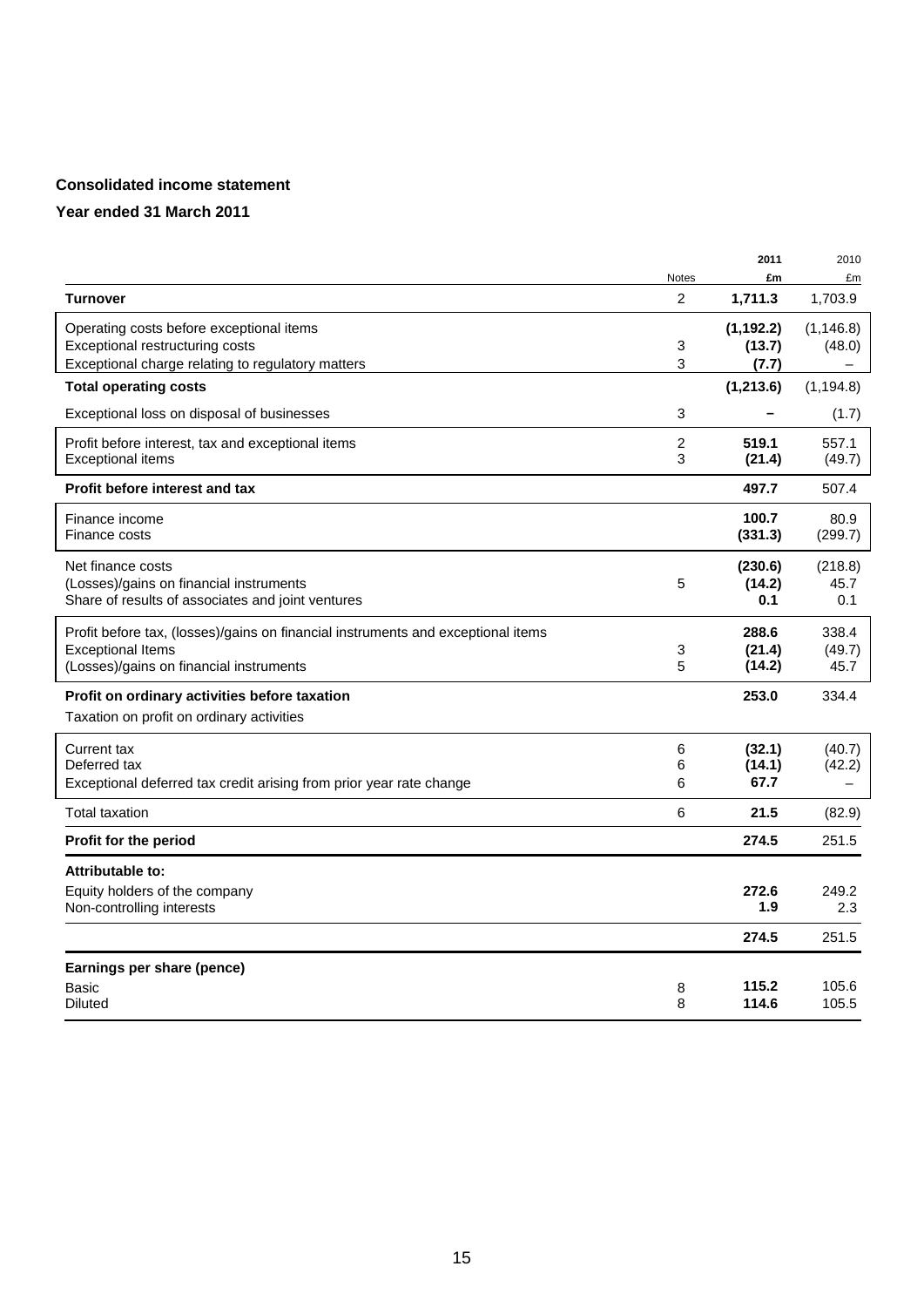**Consolidated income statement**

**Year ended 31 March 2011**

| | Notes | 2011 £m | 2010 £m |
|---|---|---|---|
| **Turnover** | 2 | **1,711.3** | 1,703.9 |
| Operating costs before exceptional items | | **(1,192.2)** | (1,146.8) |
| Exceptional restructuring costs | 3 | **(13.7)** | (48.0) |
| Exceptional charge relating to regulatory matters | 3 | **(7.7)** | – |
| **Total operating costs** | | **(1,213.6)** | (1,194.8) |
| Exceptional loss on disposal of businesses | 3 | **–** | (1.7) |
| Profit before interest, tax and exceptional items | 2 | **519.1** | 557.1 |
| Exceptional items | 3 | **(21.4)** | (49.7) |
| **Profit before interest and tax** | | **497.7** | 507.4 |
| Finance income | | **100.7** | 80.9 |
| Finance costs | | **(331.3)** | (299.7) |
| Net finance costs | | **(230.6)** | (218.8) |
| (Losses)/gains on financial instruments | 5 | **(14.2)** | 45.7 |
| Share of results of associates and joint ventures | | **0.1** | 0.1 |
| Profit before tax, (losses)/gains on financial instruments and exceptional items | | **288.6** | 338.4 |
| Exceptional Items | 3 | **(21.4)** | (49.7) |
| (Losses)/gains on financial instruments | 5 | **(14.2)** | 45.7 |
| **Profit on ordinary activities before taxation** | | **253.0** | 334.4 |
| Taxation on profit on ordinary activities | | | |
| Current tax | 6 | **(32.1)** | (40.7) |
| Deferred tax | 6 | **(14.1)** | (42.2) |
| Exceptional deferred tax credit arising from prior year rate change | 6 | **67.7** | – |
| Total taxation | 6 | **21.5** | (82.9) |
| **Profit for the period** | | **274.5** | 251.5 |
| **Attributable to:** | | | |
| Equity holders of the company | | **272.6** | 249.2 |
| Non-controlling interests | | **1.9** | 2.3 |
| | | **274.5** | 251.5 |
| **Earnings per share (pence)** | | | |
| Basic | 8 | **115.2** | 105.6 |
| Diluted | 8 | **114.6** | 105.5 |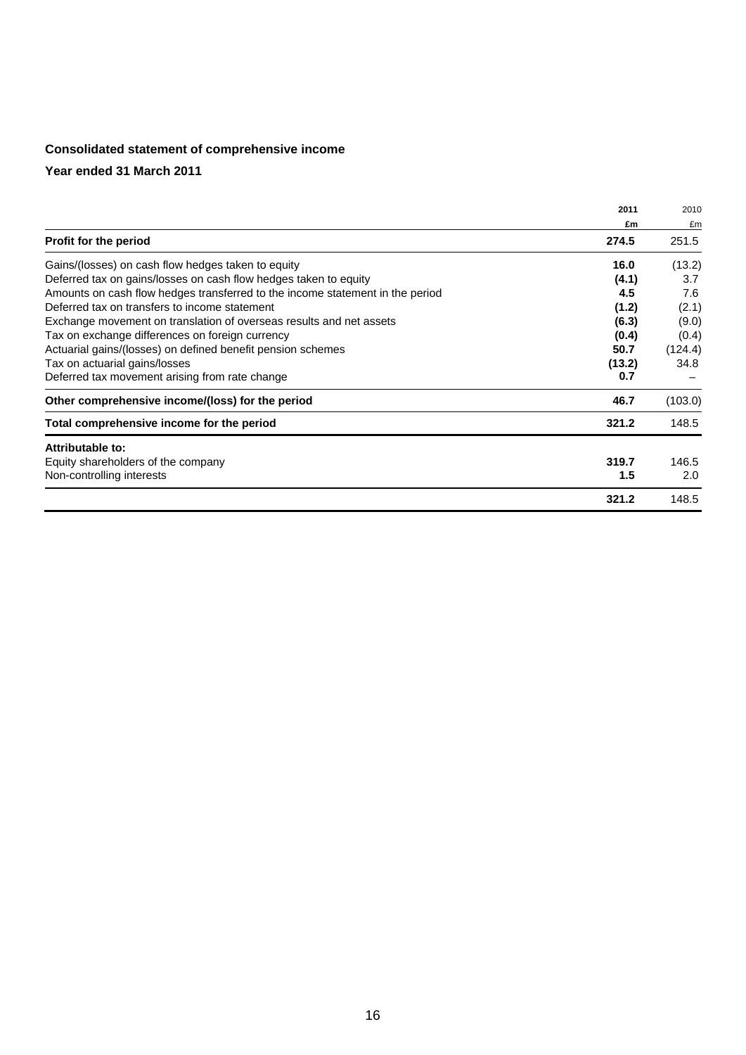**Consolidated statement of comprehensive income**

**Year ended 31 March 2011**

| | 2011 | 2010 |
|---|---|---|
| | £m | £m |
| **Profit for the period** | **274.5** | 251.5 |
| Gains/(losses) on cash flow hedges taken to equity | **16.0** | (13.2) |
| Deferred tax on gains/losses on cash flow hedges taken to equity | **(4.1)** | 3.7 |
| Amounts on cash flow hedges transferred to the income statement in the period | **4.5** | 7.6 |
| Deferred tax on transfers to income statement | **(1.2)** | (2.1) |
| Exchange movement on translation of overseas results and net assets | **(6.3)** | (9.0) |
| Tax on exchange differences on foreign currency | **(0.4)** | (0.4) |
| Actuarial gains/(losses) on defined benefit pension schemes | **50.7** | (124.4) |
| Tax on actuarial gains/losses | **(13.2)** | 34.8 |
| Deferred tax movement arising from rate change | **0.7** | – |
| **Other comprehensive income/(loss) for the period** | **46.7** | (103.0) |
| **Total comprehensive income for the period** | **321.2** | 148.5 |
| **Attributable to:** | | |
| Equity shareholders of the company | **319.7** | 146.5 |
| Non-controlling interests | **1.5** | 2.0 |
| | **321.2** | 148.5 |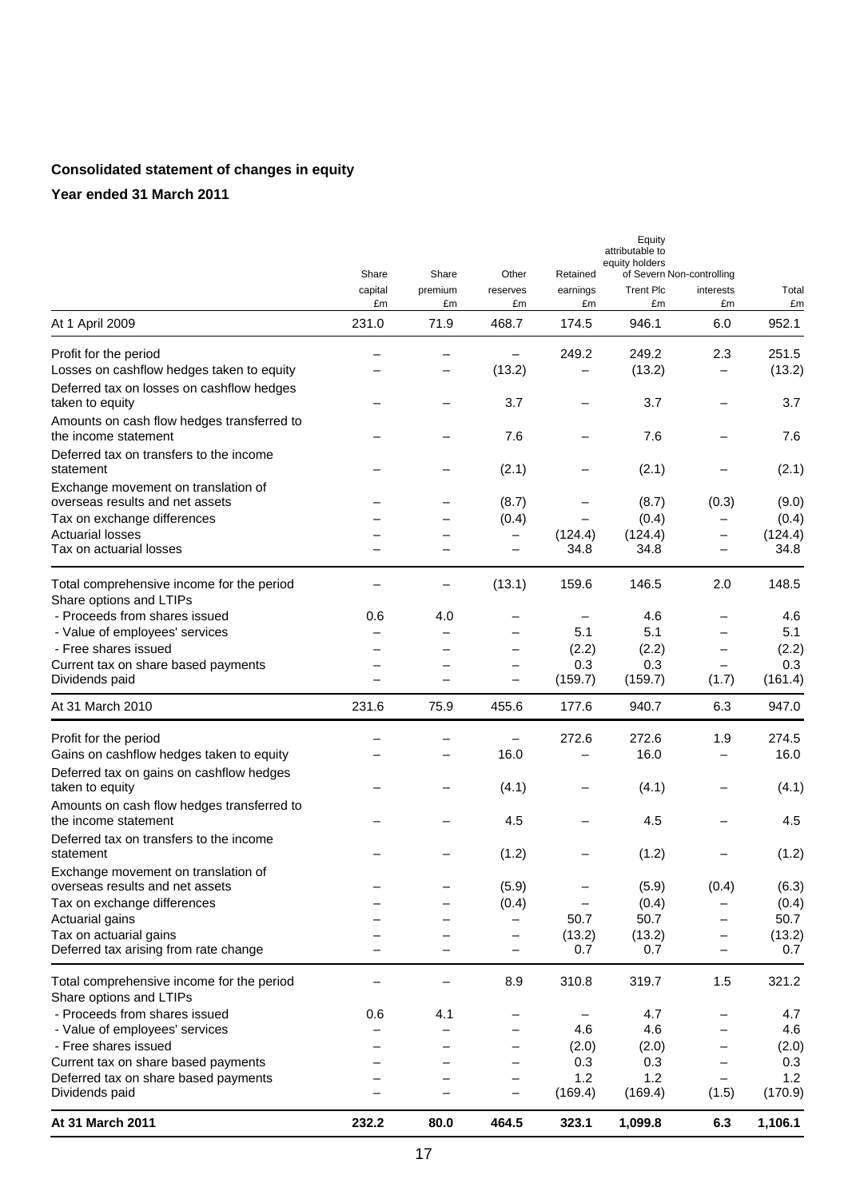**Consolidated statement of changes in equity**

**Year ended 31 March 2011**

| | Share capital £m | Share premium £m | Other reserves £m | Retained earnings £m | Equity attributable to equity holders of Severn Trent Plc £m | Non-controlling interests £m | Total £m |
|---|---|---|---|---|---|---|---|
| At 1 April 2009 | 231.0 | 71.9 | 468.7 | 174.5 | 946.1 | 6.0 | 952.1 |
| Profit for the period | – | – | – | 249.2 | 249.2 | 2.3 | 251.5 |
| Losses on cashflow hedges taken to equity | – | – | (13.2) | – | (13.2) | – | (13.2) |
| Deferred tax on losses on cashflow hedges taken to equity | – | – | 3.7 | – | 3.7 | – | 3.7 |
| Amounts on cash flow hedges transferred to the income statement | – | – | 7.6 | – | 7.6 | – | 7.6 |
| Deferred tax on transfers to the income statement | – | – | (2.1) | – | (2.1) | – | (2.1) |
| Exchange movement on translation of overseas results and net assets | – | – | (8.7) | – | (8.7) | (0.3) | (9.0) |
| Tax on exchange differences | – | – | (0.4) | – | (0.4) | – | (0.4) |
| Actuarial losses | – | – | – | (124.4) | (124.4) | – | (124.4) |
| Tax on actuarial losses | – | – | – | 34.8 | 34.8 | – | 34.8 |
| Total comprehensive income for the period | – | – | (13.1) | 159.6 | 146.5 | 2.0 | 148.5 |
| Share options and LTIPs | | | | | | | |
| - Proceeds from shares issued | 0.6 | 4.0 | – | – | 4.6 | – | 4.6 |
| - Value of employees' services | – | – | – | 5.1 | 5.1 | – | 5.1 |
| - Free shares issued | – | – | – | (2.2) | (2.2) | – | (2.2) |
| Current tax on share based payments | – | – | – | 0.3 | 0.3 | – | 0.3 |
| Dividends paid | – | – | – | (159.7) | (159.7) | (1.7) | (161.4) |
| At 31 March 2010 | 231.6 | 75.9 | 455.6 | 177.6 | 940.7 | 6.3 | 947.0 |
| Profit for the period | – | – | – | 272.6 | 272.6 | 1.9 | 274.5 |
| Gains on cashflow hedges taken to equity | – | – | 16.0 | – | 16.0 | – | 16.0 |
| Deferred tax on gains on cashflow hedges taken to equity | – | – | (4.1) | – | (4.1) | – | (4.1) |
| Amounts on cash flow hedges transferred to the income statement | – | – | 4.5 | – | 4.5 | – | 4.5 |
| Deferred tax on transfers to the income statement | – | – | (1.2) | – | (1.2) | – | (1.2) |
| Exchange movement on translation of overseas results and net assets | – | – | (5.9) | – | (5.9) | (0.4) | (6.3) |
| Tax on exchange differences | – | – | (0.4) | – | (0.4) | – | (0.4) |
| Actuarial gains | – | – | – | 50.7 | 50.7 | – | 50.7 |
| Tax on actuarial gains | – | – | – | (13.2) | (13.2) | – | (13.2) |
| Deferred tax arising from rate change | – | – | – | 0.7 | 0.7 | – | 0.7 |
| Total comprehensive income for the period | – | – | 8.9 | 310.8 | 319.7 | 1.5 | 321.2 |
| Share options and LTIPs | | | | | | | |
| - Proceeds from shares issued | 0.6 | 4.1 | – | – | 4.7 | – | 4.7 |
| - Value of employees' services | – | – | – | 4.6 | 4.6 | – | 4.6 |
| - Free shares issued | – | – | – | (2.0) | (2.0) | – | (2.0) |
| Current tax on share based payments | – | – | – | 0.3 | 0.3 | – | 0.3 |
| Deferred tax on share based payments | – | – | – | 1.2 | 1.2 | – | 1.2 |
| Dividends paid | – | – | – | (169.4) | (169.4) | (1.5) | (170.9) |
| **At 31 March 2011** | **232.2** | **80.0** | **464.5** | **323.1** | **1,099.8** | **6.3** | **1,106.1** |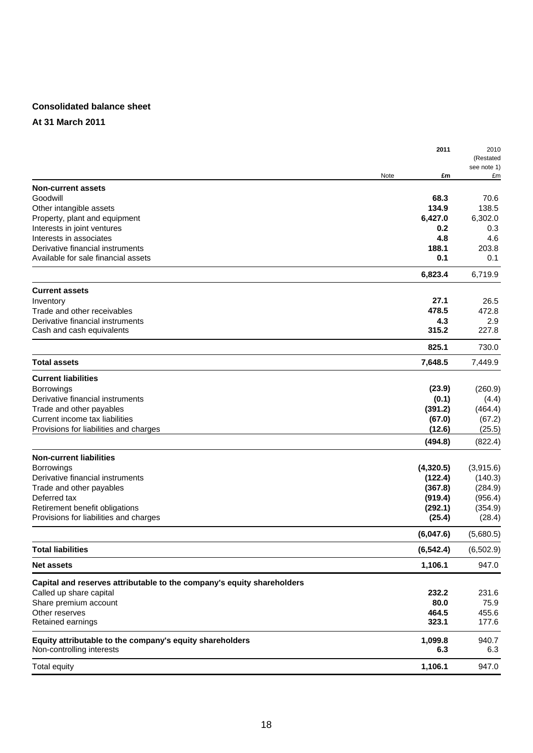**Consolidated balance sheet**

**At 31 March 2011**

| | Note | 2011 £m | 2010 (Restated see note 1) £m |
|---|---|---|---|
| **Non-current assets** | | | |
| Goodwill | | **68.3** | 70.6 |
| Other intangible assets | | **134.9** | 138.5 |
| Property, plant and equipment | | **6,427.0** | 6,302.0 |
| Interests in joint ventures | | **0.2** | 0.3 |
| Interests in associates | | **4.8** | 4.6 |
| Derivative financial instruments | | **188.1** | 203.8 |
| Available for sale financial assets | | **0.1** | 0.1 |
| | | **6,823.4** | 6,719.9 |
| **Current assets** | | | |
| Inventory | | **27.1** | 26.5 |
| Trade and other receivables | | **478.5** | 472.8 |
| Derivative financial instruments | | **4.3** | 2.9 |
| Cash and cash equivalents | | **315.2** | 227.8 |
| | | **825.1** | 730.0 |
| **Total assets** | | **7,648.5** | 7,449.9 |
| **Current liabilities** | | | |
| Borrowings | | **(23.9)** | (260.9) |
| Derivative financial instruments | | **(0.1)** | (4.4) |
| Trade and other payables | | **(391.2)** | (464.4) |
| Current income tax liabilities | | **(67.0)** | (67.2) |
| Provisions for liabilities and charges | | **(12.6)** | (25.5) |
| | | **(494.8)** | (822.4) |
| **Non-current liabilities** | | | |
| Borrowings | | **(4,320.5)** | (3,915.6) |
| Derivative financial instruments | | **(122.4)** | (140.3) |
| Trade and other payables | | **(367.8)** | (284.9) |
| Deferred tax | | **(919.4)** | (956.4) |
| Retirement benefit obligations | | **(292.1)** | (354.9) |
| Provisions for liabilities and charges | | **(25.4)** | (28.4) |
| | | **(6,047.6)** | (5,680.5) |
| **Total liabilities** | | **(6,542.4)** | (6,502.9) |
| **Net assets** | | **1,106.1** | 947.0 |
| **Capital and reserves attributable to the company's equity shareholders** | | | |
| Called up share capital | | **232.2** | 231.6 |
| Share premium account | | **80.0** | 75.9 |
| Other reserves | | **464.5** | 455.6 |
| Retained earnings | | **323.1** | 177.6 |
| **Equity attributable to the company's equity shareholders** | | **1,099.8** | 940.7 |
| Non-controlling interests | | **6.3** | 6.3 |
| Total equity | | **1,106.1** | 947.0 |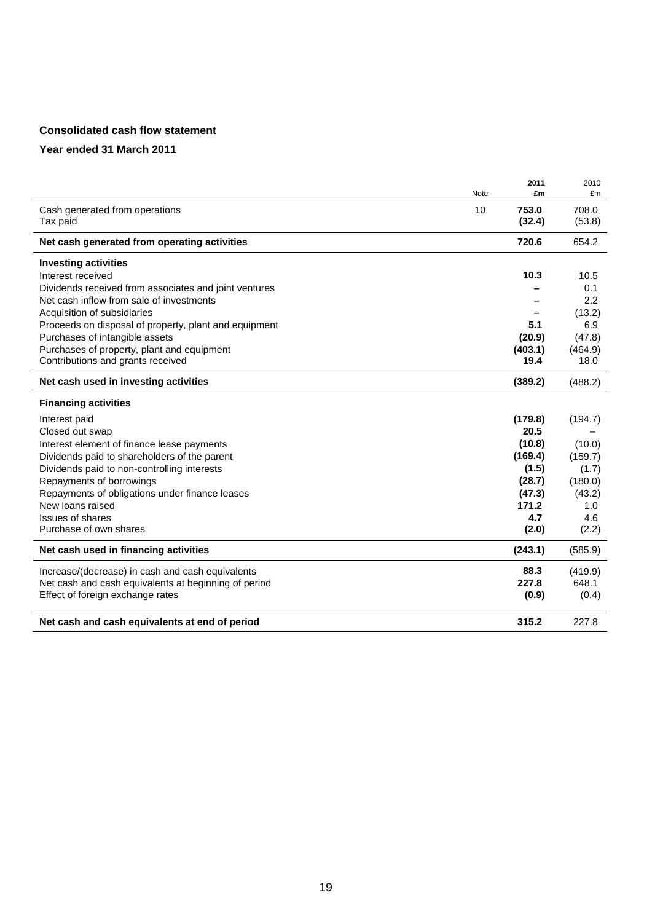**Consolidated cash flow statement**

**Year ended 31 March 2011**

| | Note | 2011 £m | 2010 £m |
|---|---|---|---|
| Cash generated from operations | 10 | **753.0** | 708.0 |
| Tax paid | | **(32.4)** | (53.8) |
| **Net cash generated from operating activities** | | **720.6** | 654.2 |
| **Investing activities** | | | |
| Interest received | | **10.3** | 10.5 |
| Dividends received from associates and joint ventures | | **–** | 0.1 |
| Net cash inflow from sale of investments | | **–** | 2.2 |
| Acquisition of subsidiaries | | **–** | (13.2) |
| Proceeds on disposal of property, plant and equipment | | **5.1** | 6.9 |
| Purchases of intangible assets | | **(20.9)** | (47.8) |
| Purchases of property, plant and equipment | | **(403.1)** | (464.9) |
| Contributions and grants received | | **19.4** | 18.0 |
| **Net cash used in investing activities** | | **(389.2)** | (488.2) |
| **Financing activities** | | | |
| Interest paid | | **(179.8)** | (194.7) |
| Closed out swap | | **20.5** | – |
| Interest element of finance lease payments | | **(10.8)** | (10.0) |
| Dividends paid to shareholders of the parent | | **(169.4)** | (159.7) |
| Dividends paid to non-controlling interests | | **(1.5)** | (1.7) |
| Repayments of borrowings | | **(28.7)** | (180.0) |
| Repayments of obligations under finance leases | | **(47.3)** | (43.2) |
| New loans raised | | **171.2** | 1.0 |
| Issues of shares | | **4.7** | 4.6 |
| Purchase of own shares | | **(2.0)** | (2.2) |
| **Net cash used in financing activities** | | **(243.1)** | (585.9) |
| Increase/(decrease) in cash and cash equivalents | | **88.3** | (419.9) |
| Net cash and cash equivalents at beginning of period | | **227.8** | 648.1 |
| Effect of foreign exchange rates | | **(0.9)** | (0.4) |
| **Net cash and cash equivalents at end of period** | | **315.2** | 227.8 |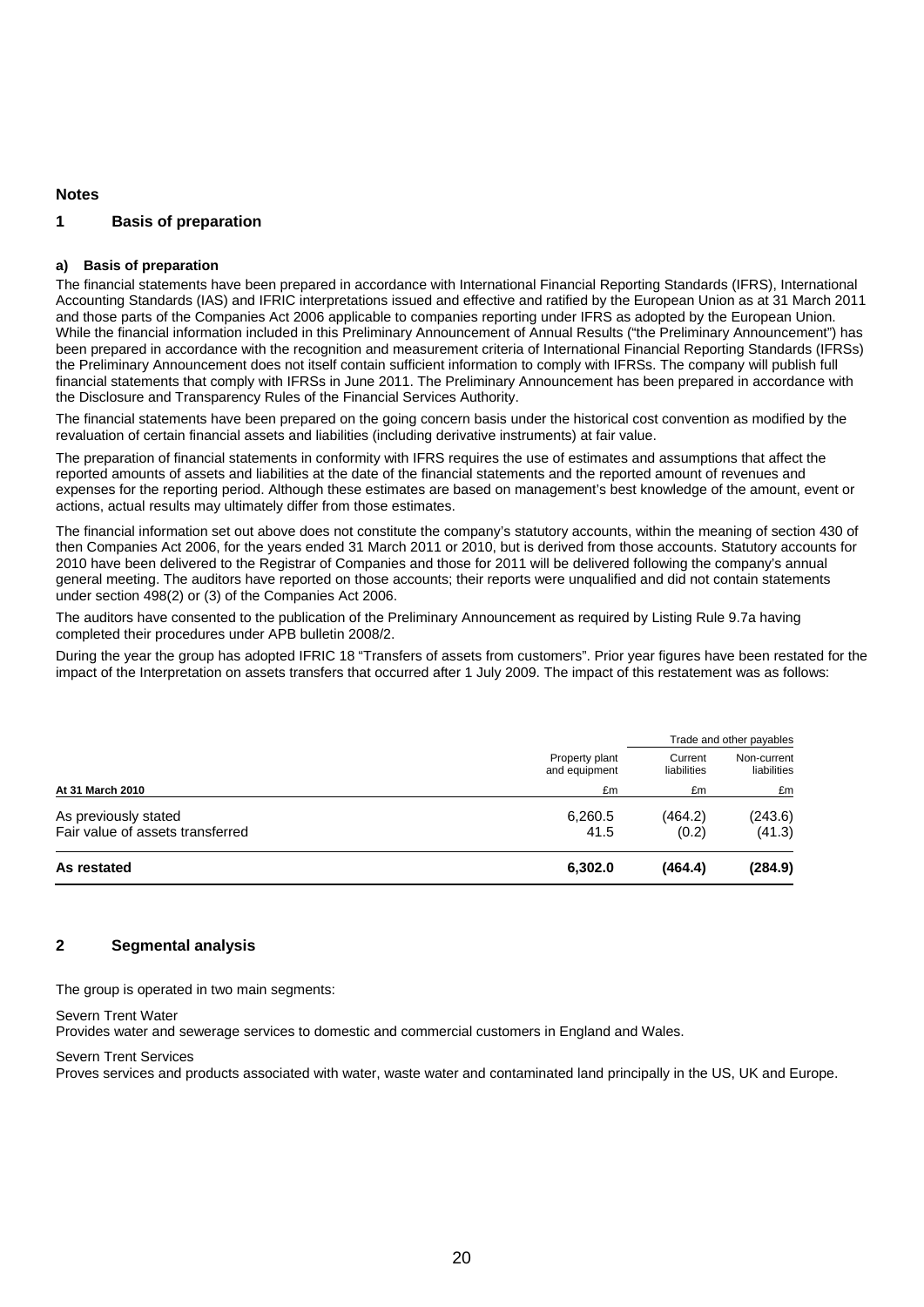## Notes

### 1 Basis of preparation

**a) Basis of preparation**

The financial statements have been prepared in accordance with International Financial Reporting Standards (IFRS), International Accounting Standards (IAS) and IFRIC interpretations issued and effective and ratified by the European Union as at 31 March 2011 and those parts of the Companies Act 2006 applicable to companies reporting under IFRS as adopted by the European Union. While the financial information included in this Preliminary Announcement of Annual Results ("the Preliminary Announcement") has been prepared in accordance with the recognition and measurement criteria of International Financial Reporting Standards (IFRSs) the Preliminary Announcement does not itself contain sufficient information to comply with IFRSs. The company will publish full financial statements that comply with IFRSs in June 2011. The Preliminary Announcement has been prepared in accordance with the Disclosure and Transparency Rules of the Financial Services Authority.

The financial statements have been prepared on the going concern basis under the historical cost convention as modified by the revaluation of certain financial assets and liabilities (including derivative instruments) at fair value.

The preparation of financial statements in conformity with IFRS requires the use of estimates and assumptions that affect the reported amounts of assets and liabilities at the date of the financial statements and the reported amount of revenues and expenses for the reporting period. Although these estimates are based on management's best knowledge of the amount, event or actions, actual results may ultimately differ from those estimates.

The financial information set out above does not constitute the company's statutory accounts, within the meaning of section 430 of then Companies Act 2006, for the years ended 31 March 2011 or 2010, but is derived from those accounts. Statutory accounts for 2010 have been delivered to the Registrar of Companies and those for 2011 will be delivered following the company's annual general meeting. The auditors have reported on those accounts; their reports were unqualified and did not contain statements under section 498(2) or (3) of the Companies Act 2006.

The auditors have consented to the publication of the Preliminary Announcement as required by Listing Rule 9.7a having completed their procedures under APB bulletin 2008/2.

During the year the group has adopted IFRIC 18 "Transfers of assets from customers". Prior year figures have been restated for the impact of the Interpretation on assets transfers that occurred after 1 July 2009. The impact of this restatement was as follows:

| | | Trade and other payables | |
|---|---|---|---|
| | Property plant and equipment | Current liabilities | Non-current liabilities |
| **At 31 March 2010** | £m | £m | £m |
| As previously stated | 6,260.5 | (464.2) | (243.6) |
| Fair value of assets transferred | 41.5 | (0.2) | (41.3) |
| **As restated** | **6,302.0** | **(464.4)** | **(284.9)** |

### 2 Segmental analysis

The group is operated in two main segments:

Severn Trent Water
Provides water and sewerage services to domestic and commercial customers in England and Wales.

Severn Trent Services
Proves services and products associated with water, waste water and contaminated land principally in the US, UK and Europe.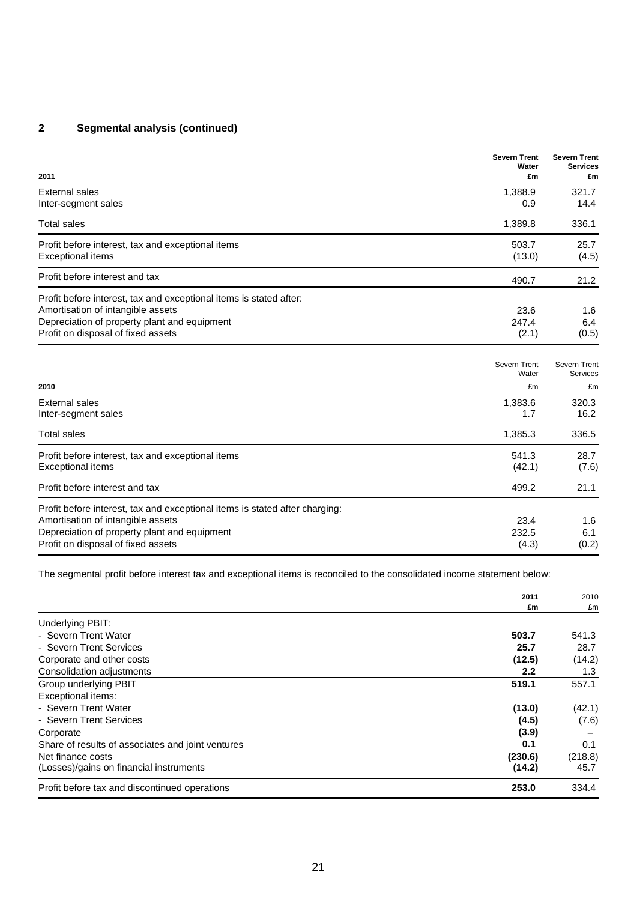## 2 Segmental analysis (continued)

| 2011 | Severn Trent Water £m | Severn Trent Services £m |
|---|---|---|
| External sales | 1,388.9 | 321.7 |
| Inter-segment sales | 0.9 | 14.4 |
| Total sales | 1,389.8 | 336.1 |
| Profit before interest, tax and exceptional items | 503.7 | 25.7 |
| Exceptional items | (13.0) | (4.5) |
| Profit before interest and tax | 490.7 | 21.2 |
| Profit before interest, tax and exceptional items is stated after: | | |
| Amortisation of intangible assets | 23.6 | 1.6 |
| Depreciation of property plant and equipment | 247.4 | 6.4 |
| Profit on disposal of fixed assets | (2.1) | (0.5) |

| 2010 | Severn Trent Water £m | Severn Trent Services £m |
|---|---|---|
| External sales | 1,383.6 | 320.3 |
| Inter-segment sales | 1.7 | 16.2 |
| Total sales | 1,385.3 | 336.5 |
| Profit before interest, tax and exceptional items | 541.3 | 28.7 |
| Exceptional items | (42.1) | (7.6) |
| Profit before interest and tax | 499.2 | 21.1 |
| Profit before interest, tax and exceptional items is stated after charging: | | |
| Amortisation of intangible assets | 23.4 | 1.6 |
| Depreciation of property plant and equipment | 232.5 | 6.1 |
| Profit on disposal of fixed assets | (4.3) | (0.2) |

The segmental profit before interest tax and exceptional items is reconciled to the consolidated income statement below:

| | 2011 £m | 2010 £m |
|---|---|---|
| Underlying PBIT: | | |
| - Severn Trent Water | **503.7** | 541.3 |
| - Severn Trent Services | **25.7** | 28.7 |
| Corporate and other costs | **(12.5)** | (14.2) |
| Consolidation adjustments | **2.2** | 1.3 |
| Group underlying PBIT | **519.1** | 557.1 |
| Exceptional items: | | |
| - Severn Trent Water | **(13.0)** | (42.1) |
| - Severn Trent Services | **(4.5)** | (7.6) |
| Corporate | **(3.9)** | – |
| Share of results of associates and joint ventures | **0.1** | 0.1 |
| Net finance costs | **(230.6)** | (218.8) |
| (Losses)/gains on financial instruments | **(14.2)** | 45.7 |
| Profit before tax and discontinued operations | **253.0** | 334.4 |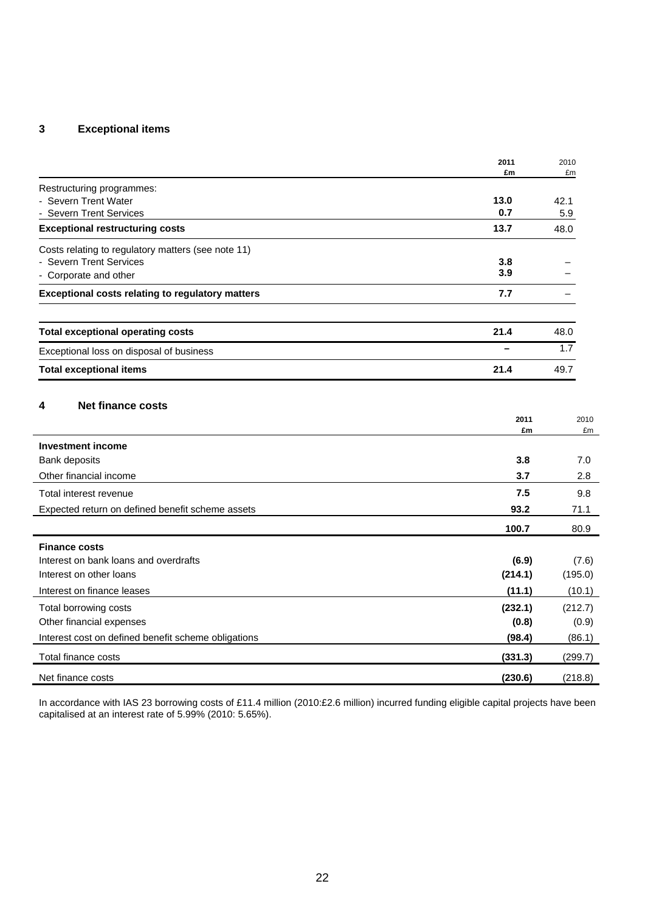## 3 Exceptional items

| | 2011 £m | 2010 £m |
|---|---|---|
| Restructuring programmes: | | |
| - Severn Trent Water | **13.0** | 42.1 |
| - Severn Trent Services | **0.7** | 5.9 |
| **Exceptional restructuring costs** | **13.7** | 48.0 |
| Costs relating to regulatory matters (see note 11) | | |
| - Severn Trent Services | **3.8** | – |
| - Corporate and other | **3.9** | – |
| **Exceptional costs relating to regulatory matters** | **7.7** | – |
| **Total exceptional operating costs** | **21.4** | 48.0 |
| Exceptional loss on disposal of business | **–** | 1.7 |
| **Total exceptional items** | **21.4** | 49.7 |

## 4 Net finance costs

| | 2011 £m | 2010 £m |
|---|---|---|
| **Investment income** | | |
| Bank deposits | **3.8** | 7.0 |
| Other financial income | **3.7** | 2.8 |
| Total interest revenue | **7.5** | 9.8 |
| Expected return on defined benefit scheme assets | **93.2** | 71.1 |
| | **100.7** | 80.9 |
| **Finance costs** | | |
| Interest on bank loans and overdrafts | **(6.9)** | (7.6) |
| Interest on other loans | **(214.1)** | (195.0) |
| Interest on finance leases | **(11.1)** | (10.1) |
| Total borrowing costs | **(232.1)** | (212.7) |
| Other financial expenses | **(0.8)** | (0.9) |
| Interest cost on defined benefit scheme obligations | **(98.4)** | (86.1) |
| Total finance costs | **(331.3)** | (299.7) |
| Net finance costs | **(230.6)** | (218.8) |

In accordance with IAS 23 borrowing costs of £11.4 million (2010:£2.6 million) incurred funding eligible capital projects have been capitalised at an interest rate of 5.99% (2010: 5.65%).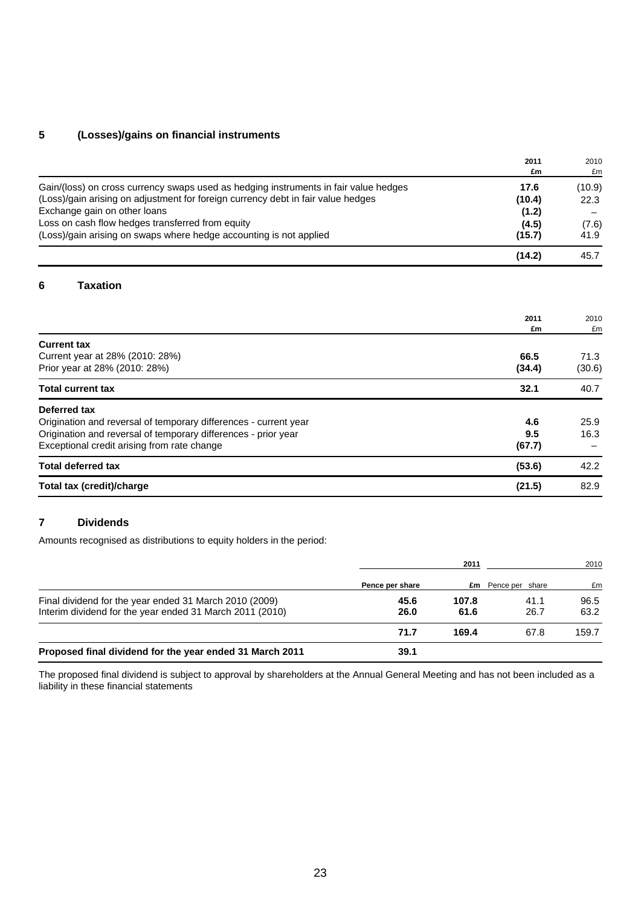## 5 (Losses)/gains on financial instruments

| | 2011 £m | 2010 £m |
|---|---|---|
| Gain/(loss) on cross currency swaps used as hedging instruments in fair value hedges | **17.6** | (10.9) |
| (Loss)/gain arising on adjustment for foreign currency debt in fair value hedges | **(10.4)** | 22.3 |
| Exchange gain on other loans | **(1.2)** | – |
| Loss on cash flow hedges transferred from equity | **(4.5)** | (7.6) |
| (Loss)/gain arising on swaps where hedge accounting is not applied | **(15.7)** | 41.9 |
| | **(14.2)** | 45.7 |

## 6 Taxation

| | 2011 £m | 2010 £m |
|---|---|---|
| **Current tax** | | |
| Current year at 28% (2010: 28%) | **66.5** | 71.3 |
| Prior year at 28% (2010: 28%) | **(34.4)** | (30.6) |
| **Total current tax** | **32.1** | 40.7 |
| **Deferred tax** | | |
| Origination and reversal of temporary differences - current year | **4.6** | 25.9 |
| Origination and reversal of temporary differences - prior year | **9.5** | 16.3 |
| Exceptional credit arising from rate change | **(67.7)** | – |
| **Total deferred tax** | **(53.6)** | 42.2 |
| **Total tax (credit)/charge** | **(21.5)** | 82.9 |

## 7 Dividends

Amounts recognised as distributions to equity holders in the period:

| | 2011 | | 2010 | |
|---|---|---|---|---|
| | Pence per share | £m | Pence per share | £m |
| Final dividend for the year ended 31 March 2010 (2009) | **45.6** | **107.8** | 41.1 | 96.5 |
| Interim dividend for the year ended 31 March 2011 (2010) | **26.0** | **61.6** | 26.7 | 63.2 |
| | **71.7** | **169.4** | 67.8 | 159.7 |
| **Proposed final dividend for the year ended 31 March 2011** | **39.1** | | | |

The proposed final dividend is subject to approval by shareholders at the Annual General Meeting and has not been included as a liability in these financial statements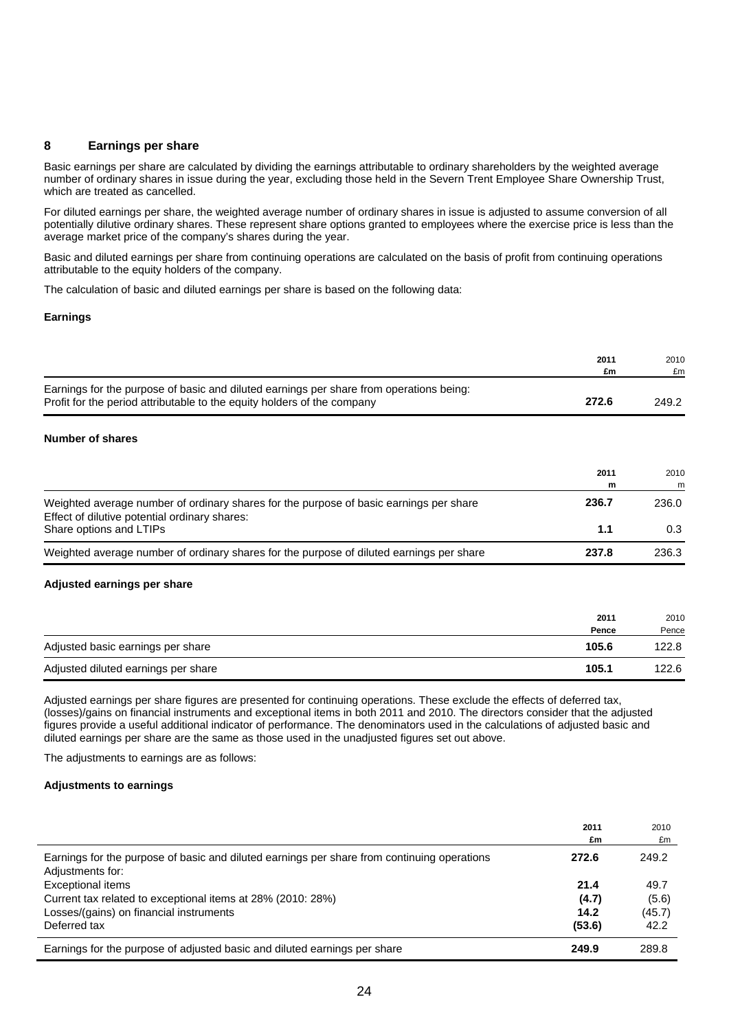## 8 Earnings per share

Basic earnings per share are calculated by dividing the earnings attributable to ordinary shareholders by the weighted average number of ordinary shares in issue during the year, excluding those held in the Severn Trent Employee Share Ownership Trust, which are treated as cancelled.

For diluted earnings per share, the weighted average number of ordinary shares in issue is adjusted to assume conversion of all potentially dilutive ordinary shares. These represent share options granted to employees where the exercise price is less than the average market price of the company's shares during the year.

Basic and diluted earnings per share from continuing operations are calculated on the basis of profit from continuing operations attributable to the equity holders of the company.

The calculation of basic and diluted earnings per share is based on the following data:

### Earnings

| | 2011<br>£m | 2010<br>£m |
|---|---|---|
| Earnings for the purpose of basic and diluted earnings per share from operations being: | | |
| Profit for the period attributable to the equity holders of the company | **272.6** | 249.2 |

### Number of shares

| | 2011<br>m | 2010<br>m |
|---|---|---|
| Weighted average number of ordinary shares for the purpose of basic earnings per share | **236.7** | 236.0 |
| Effect of dilutive potential ordinary shares: | | |
| Share options and LTIPs | **1.1** | 0.3 |
| Weighted average number of ordinary shares for the purpose of diluted earnings per share | **237.8** | 236.3 |

### Adjusted earnings per share

| | 2011<br>Pence | 2010<br>Pence |
|---|---|---|
| Adjusted basic earnings per share | **105.6** | 122.8 |
| Adjusted diluted earnings per share | **105.1** | 122.6 |

Adjusted earnings per share figures are presented for continuing operations. These exclude the effects of deferred tax, (losses)/gains on financial instruments and exceptional items in both 2011 and 2010. The directors consider that the adjusted figures provide a useful additional indicator of performance. The denominators used in the calculations of adjusted basic and diluted earnings per share are the same as those used in the unadjusted figures set out above.

The adjustments to earnings are as follows:

### Adjustments to earnings

| | 2011<br>£m | 2010<br>£m |
|---|---|---|
| Earnings for the purpose of basic and diluted earnings per share from continuing operations | **272.6** | 249.2 |
| Adjustments for: | | |
| Exceptional items | **21.4** | 49.7 |
| Current tax related to exceptional items at 28% (2010: 28%) | **(4.7)** | (5.6) |
| Losses/(gains) on financial instruments | **14.2** | (45.7) |
| Deferred tax | **(53.6)** | 42.2 |
| Earnings for the purpose of adjusted basic and diluted earnings per share | **249.9** | 289.8 |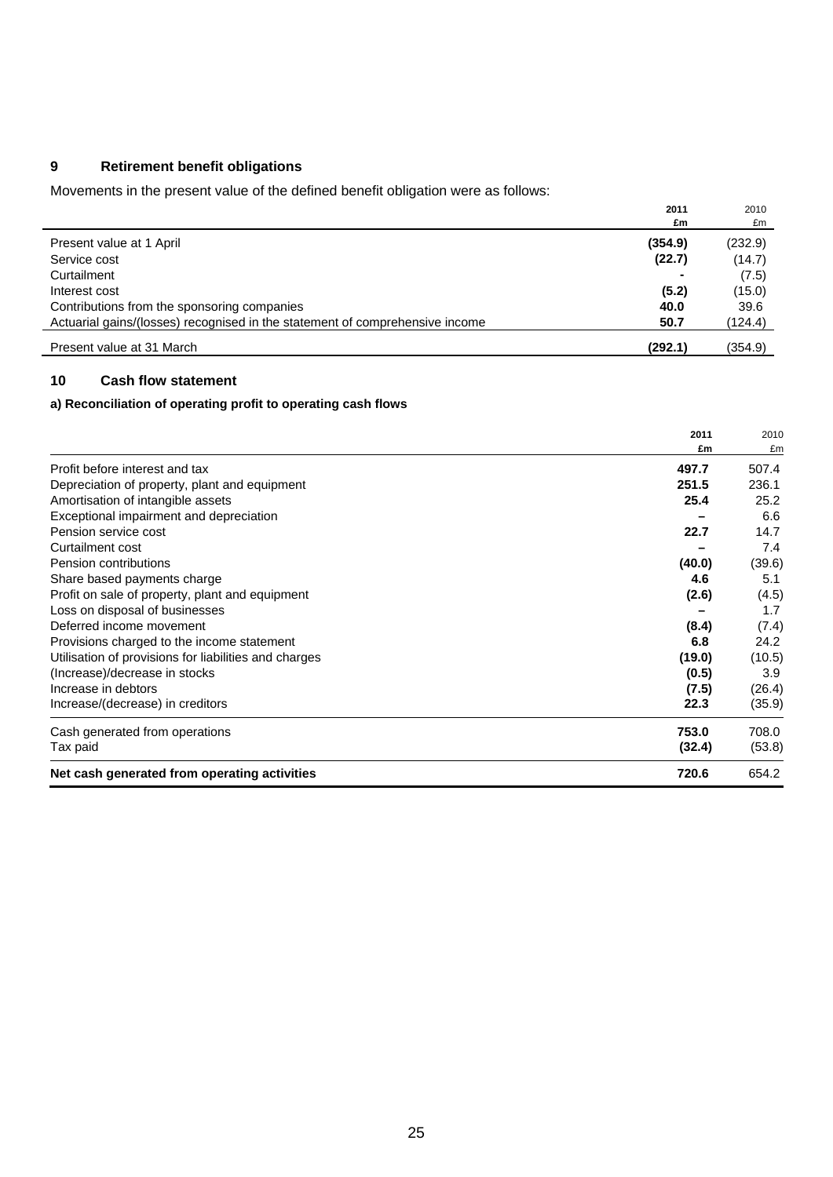## 9 Retirement benefit obligations

Movements in the present value of the defined benefit obligation were as follows:

| | 2011 £m | 2010 £m |
|---|---|---|
| Present value at 1 April | **(354.9)** | (232.9) |
| Service cost | **(22.7)** | (14.7) |
| Curtailment | **-** | (7.5) |
| Interest cost | **(5.2)** | (15.0) |
| Contributions from the sponsoring companies | **40.0** | 39.6 |
| Actuarial gains/(losses) recognised in the statement of comprehensive income | **50.7** | (124.4) |
| Present value at 31 March | **(292.1)** | (354.9) |

## 10 Cash flow statement

### a) Reconciliation of operating profit to operating cash flows

| | 2011 £m | 2010 £m |
|---|---|---|
| Profit before interest and tax | **497.7** | 507.4 |
| Depreciation of property, plant and equipment | **251.5** | 236.1 |
| Amortisation of intangible assets | **25.4** | 25.2 |
| Exceptional impairment and depreciation | **–** | 6.6 |
| Pension service cost | **22.7** | 14.7 |
| Curtailment cost | **–** | 7.4 |
| Pension contributions | **(40.0)** | (39.6) |
| Share based payments charge | **4.6** | 5.1 |
| Profit on sale of property, plant and equipment | **(2.6)** | (4.5) |
| Loss on disposal of businesses | **–** | 1.7 |
| Deferred income movement | **(8.4)** | (7.4) |
| Provisions charged to the income statement | **6.8** | 24.2 |
| Utilisation of provisions for liabilities and charges | **(19.0)** | (10.5) |
| (Increase)/decrease in stocks | **(0.5)** | 3.9 |
| Increase in debtors | **(7.5)** | (26.4) |
| Increase/(decrease) in creditors | **22.3** | (35.9) |
| Cash generated from operations | **753.0** | 708.0 |
| Tax paid | **(32.4)** | (53.8) |
| **Net cash generated from operating activities** | **720.6** | 654.2 |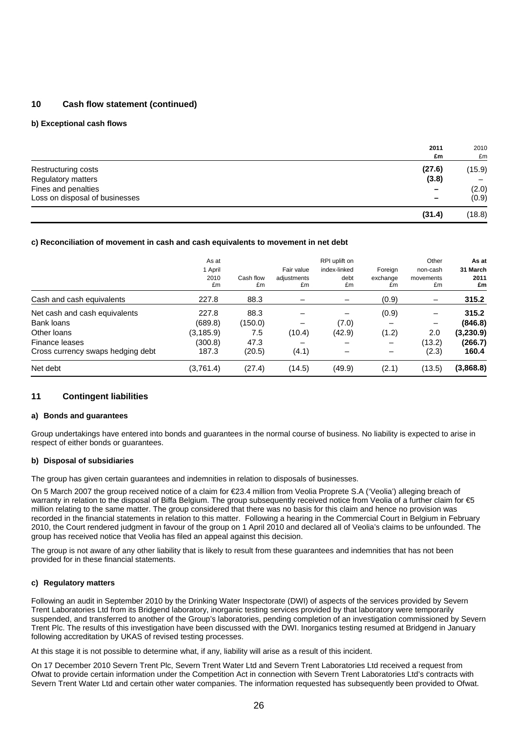## 10 Cash flow statement (continued)

### b) Exceptional cash flows

| | 2011 £m | 2010 £m |
|---|---|---|
| Restructuring costs | **(27.6)** | (15.9) |
| Regulatory matters | **(3.8)** | – |
| Fines and penalties | **–** | (2.0) |
| Loss on disposal of businesses | **–** | (0.9) |
| | **(31.4)** | (18.8) |

### c) Reconciliation of movement in cash and cash equivalents to movement in net debt

| | As at 1 April 2010 £m | Cash flow £m | Fair value adjustments £m | RPI uplift on index-linked debt £m | Foreign exchange £m | Other non-cash movements £m | As at 31 March 2011 £m |
|---|---|---|---|---|---|---|---|
| Cash and cash equivalents | 227.8 | 88.3 | – | – | (0.9) | – | **315.2** |
| Net cash and cash equivalents | 227.8 | 88.3 | – | – | (0.9) | – | **315.2** |
| Bank loans | (689.8) | (150.0) | – | (7.0) | – | – | **(846.8)** |
| Other loans | (3,185.9) | 7.5 | (10.4) | (42.9) | (1.2) | 2.0 | **(3,230.9)** |
| Finance leases | (300.8) | 47.3 | – | – | – | (13.2) | **(266.7)** |
| Cross currency swaps hedging debt | 187.3 | (20.5) | (4.1) | – | – | (2.3) | **160.4** |
| Net debt | (3,761.4) | (27.4) | (14.5) | (49.9) | (2.1) | (13.5) | **(3,868.8)** |

## 11 Contingent liabilities

### a) Bonds and guarantees

Group undertakings have entered into bonds and guarantees in the normal course of business. No liability is expected to arise in respect of either bonds or guarantees.

### b) Disposal of subsidiaries

The group has given certain guarantees and indemnities in relation to disposals of businesses.

On 5 March 2007 the group received notice of a claim for €23.4 million from Veolia Proprete S.A ('Veolia') alleging breach of warranty in relation to the disposal of Biffa Belgium. The group subsequently received notice from Veolia of a further claim for €5 million relating to the same matter. The group considered that there was no basis for this claim and hence no provision was recorded in the financial statements in relation to this matter. Following a hearing in the Commercial Court in Belgium in February 2010, the Court rendered judgment in favour of the group on 1 April 2010 and declared all of Veolia's claims to be unfounded. The group has received notice that Veolia has filed an appeal against this decision.

The group is not aware of any other liability that is likely to result from these guarantees and indemnities that has not been provided for in these financial statements.

### c) Regulatory matters

Following an audit in September 2010 by the Drinking Water Inspectorate (DWI) of aspects of the services provided by Severn Trent Laboratories Ltd from its Bridgend laboratory, inorganic testing services provided by that laboratory were temporarily suspended, and transferred to another of the Group's laboratories, pending completion of an investigation commissioned by Severn Trent Plc. The results of this investigation have been discussed with the DWI. Inorganics testing resumed at Bridgend in January following accreditation by UKAS of revised testing processes.

At this stage it is not possible to determine what, if any, liability will arise as a result of this incident.

On 17 December 2010 Severn Trent Plc, Severn Trent Water Ltd and Severn Trent Laboratories Ltd received a request from Ofwat to provide certain information under the Competition Act in connection with Severn Trent Laboratories Ltd's contracts with Severn Trent Water Ltd and certain other water companies. The information requested has subsequently been provided to Ofwat.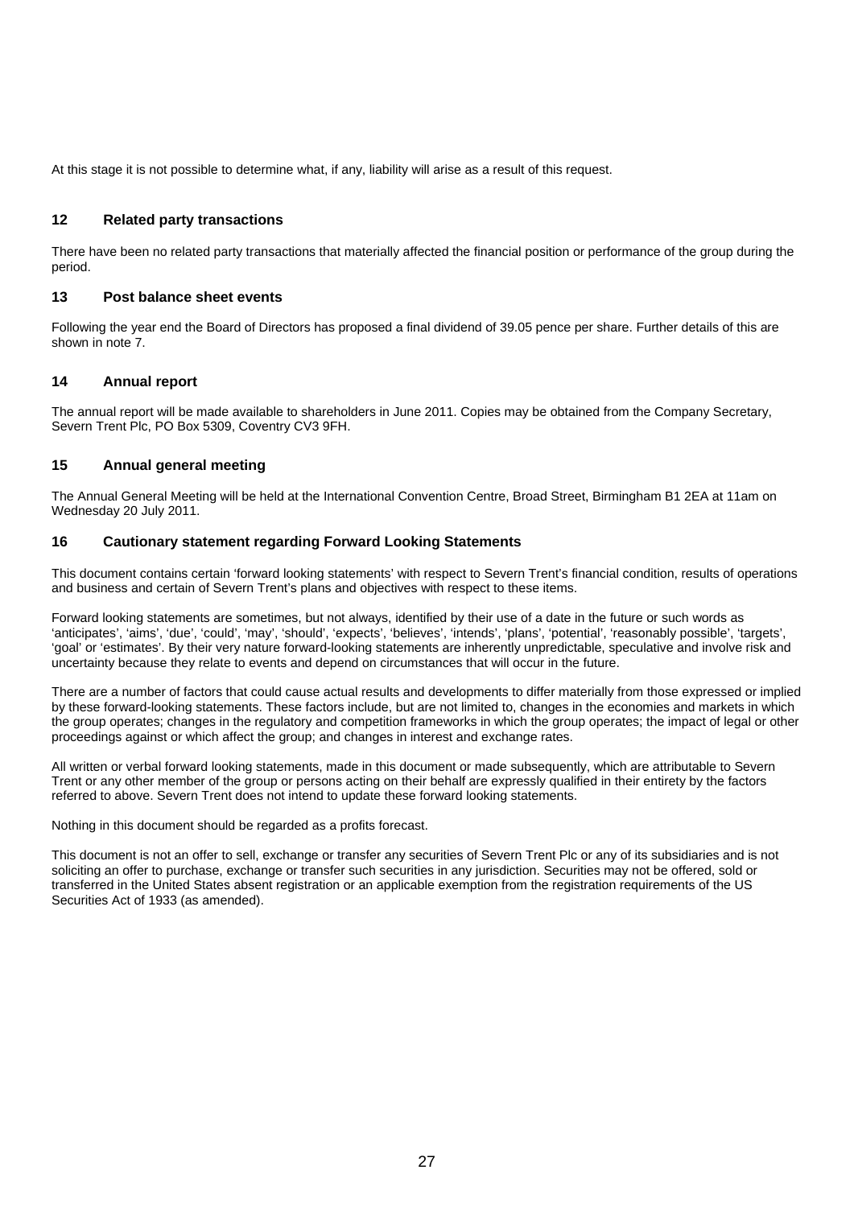At this stage it is not possible to determine what, if any, liability will arise as a result of this request.

## 12 Related party transactions

There have been no related party transactions that materially affected the financial position or performance of the group during the period.

## 13 Post balance sheet events

Following the year end the Board of Directors has proposed a final dividend of 39.05 pence per share. Further details of this are shown in note 7.

## 14 Annual report

The annual report will be made available to shareholders in June 2011. Copies may be obtained from the Company Secretary, Severn Trent Plc, PO Box 5309, Coventry CV3 9FH.

## 15 Annual general meeting

The Annual General Meeting will be held at the International Convention Centre, Broad Street, Birmingham B1 2EA at 11am on Wednesday 20 July 2011.

## 16 Cautionary statement regarding Forward Looking Statements

This document contains certain 'forward looking statements' with respect to Severn Trent's financial condition, results of operations and business and certain of Severn Trent's plans and objectives with respect to these items.

Forward looking statements are sometimes, but not always, identified by their use of a date in the future or such words as 'anticipates', 'aims', 'due', 'could', 'may', 'should', 'expects', 'believes', 'intends', 'plans', 'potential', 'reasonably possible', 'targets', 'goal' or 'estimates'. By their very nature forward-looking statements are inherently unpredictable, speculative and involve risk and uncertainty because they relate to events and depend on circumstances that will occur in the future.

There are a number of factors that could cause actual results and developments to differ materially from those expressed or implied by these forward-looking statements. These factors include, but are not limited to, changes in the economies and markets in which the group operates; changes in the regulatory and competition frameworks in which the group operates; the impact of legal or other proceedings against or which affect the group; and changes in interest and exchange rates.

All written or verbal forward looking statements, made in this document or made subsequently, which are attributable to Severn Trent or any other member of the group or persons acting on their behalf are expressly qualified in their entirety by the factors referred to above. Severn Trent does not intend to update these forward looking statements.

Nothing in this document should be regarded as a profits forecast.

This document is not an offer to sell, exchange or transfer any securities of Severn Trent Plc or any of its subsidiaries and is not soliciting an offer to purchase, exchange or transfer such securities in any jurisdiction. Securities may not be offered, sold or transferred in the United States absent registration or an applicable exemption from the registration requirements of the US Securities Act of 1933 (as amended).